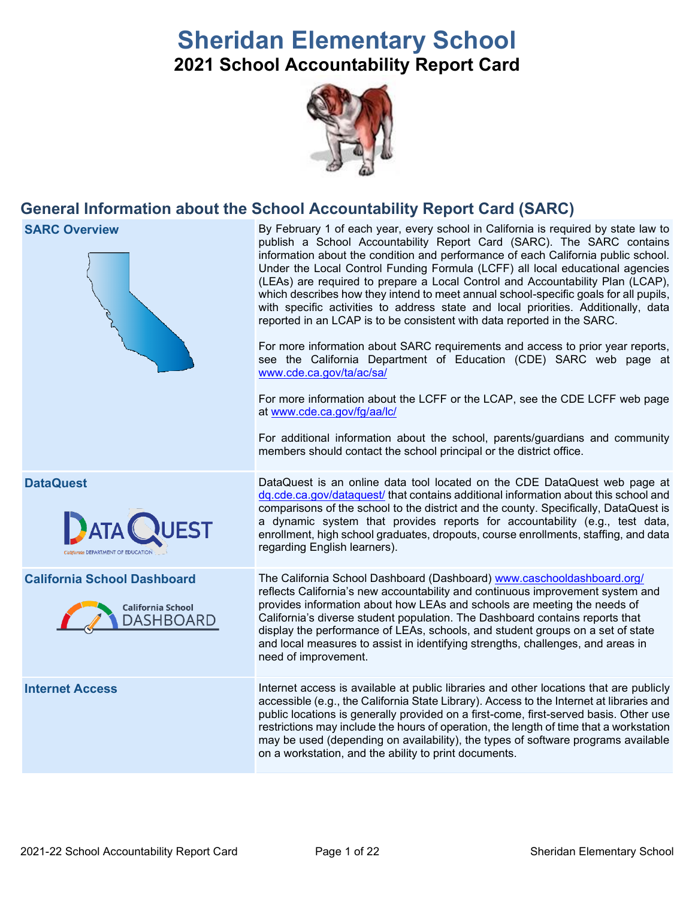# Sheridan Elementary School

## 2021 School Accountability Report Card

## General Information about the School Accountability Report Card (SARC)

| | |
|---|---|
| **SARC Overview** | By February 1 of each year, every school in California is required by state law to publish a School Accountability Report Card (SARC). The SARC contains information about the condition and performance of each California public school. Under the Local Control Funding Formula (LCFF) all local educational agencies (LEAs) are required to prepare a Local Control and Accountability Plan (LCAP), which describes how they intend to meet annual school-specific goals for all pupils, with specific activities to address state and local priorities. Additionally, data reported in an LCAP is to be consistent with data reported in the SARC.<br><br>For more information about SARC requirements and access to prior year reports, see the California Department of Education (CDE) SARC web page at www.cde.ca.gov/ta/ac/sa/<br><br>For more information about the LCFF or the LCAP, see the CDE LCFF web page at www.cde.ca.gov/fg/aa/lc/<br><br>For additional information about the school, parents/guardians and community members should contact the school principal or the district office. |
| **DataQuest** | DataQuest is an online data tool located on the CDE DataQuest web page at dq.cde.ca.gov/dataquest/ that contains additional information about this school and comparisons of the school to the district and the county. Specifically, DataQuest is a dynamic system that provides reports for accountability (e.g., test data, enrollment, high school graduates, dropouts, course enrollments, staffing, and data regarding English learners). |
| **California School Dashboard** | The California School Dashboard (Dashboard) www.caschooldashboard.org/ reflects California's new accountability and continuous improvement system and provides information about how LEAs and schools are meeting the needs of California's diverse student population. The Dashboard contains reports that display the performance of LEAs, schools, and student groups on a set of state and local measures to assist in identifying strengths, challenges, and areas in need of improvement. |
| **Internet Access** | Internet access is available at public libraries and other locations that are publicly accessible (e.g., the California State Library). Access to the Internet at libraries and public locations is generally provided on a first-come, first-served basis. Other use restrictions may include the hours of operation, the length of time that a workstation may be used (depending on availability), the types of software programs available on a workstation, and the ability to print documents. |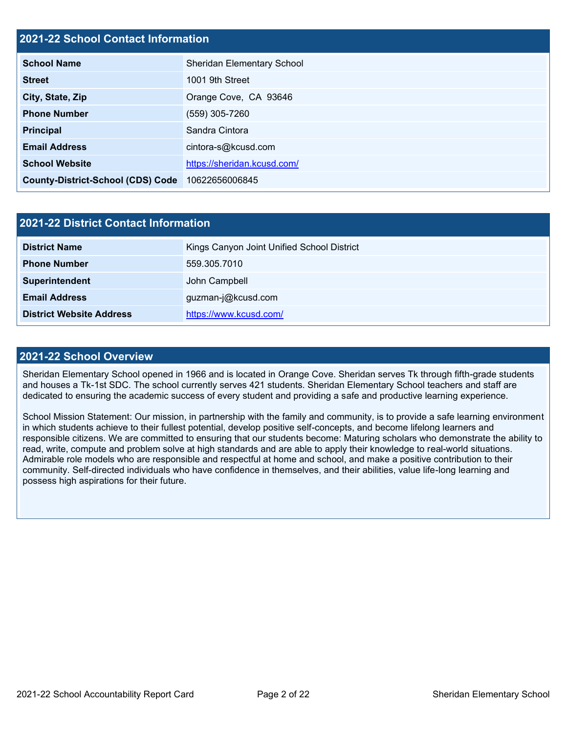## 2021-22 School Contact Information

| | |
|---|---|
| **School Name** | Sheridan Elementary School |
| **Street** | 1001 9th Street |
| **City, State, Zip** | Orange Cove,  CA  93646 |
| **Phone Number** | (559) 305-7260 |
| **Principal** | Sandra Cintora |
| **Email Address** | cintora-s@kcusd.com |
| **School Website** | [https://sheridan.kcusd.com/](https://sheridan.kcusd.com/) |
| **County-District-School (CDS) Code** | 10622656006845 |

## 2021-22 District Contact Information

| | |
|---|---|
| **District Name** | Kings Canyon Joint Unified School District |
| **Phone Number** | 559.305.7010 |
| **Superintendent** | John Campbell |
| **Email Address** | guzman-j@kcusd.com |
| **District Website Address** | [https://www.kcusd.com/](https://www.kcusd.com/) |

## 2021-22 School Overview

Sheridan Elementary School opened in 1966 and is located in Orange Cove. Sheridan serves Tk through fifth-grade students and houses a Tk-1st SDC. The school currently serves 421 students. Sheridan Elementary School teachers and staff are dedicated to ensuring the academic success of every student and providing a safe and productive learning experience.

School Mission Statement: Our mission, in partnership with the family and community, is to provide a safe learning environment in which students achieve to their fullest potential, develop positive self-concepts, and become lifelong learners and responsible citizens. We are committed to ensuring that our students become: Maturing scholars who demonstrate the ability to read, write, compute and problem solve at high standards and are able to apply their knowledge to real-world situations. Admirable role models who are responsible and respectful at home and school, and make a positive contribution to their community. Self-directed individuals who have confidence in themselves, and their abilities, value life-long learning and possess high aspirations for their future.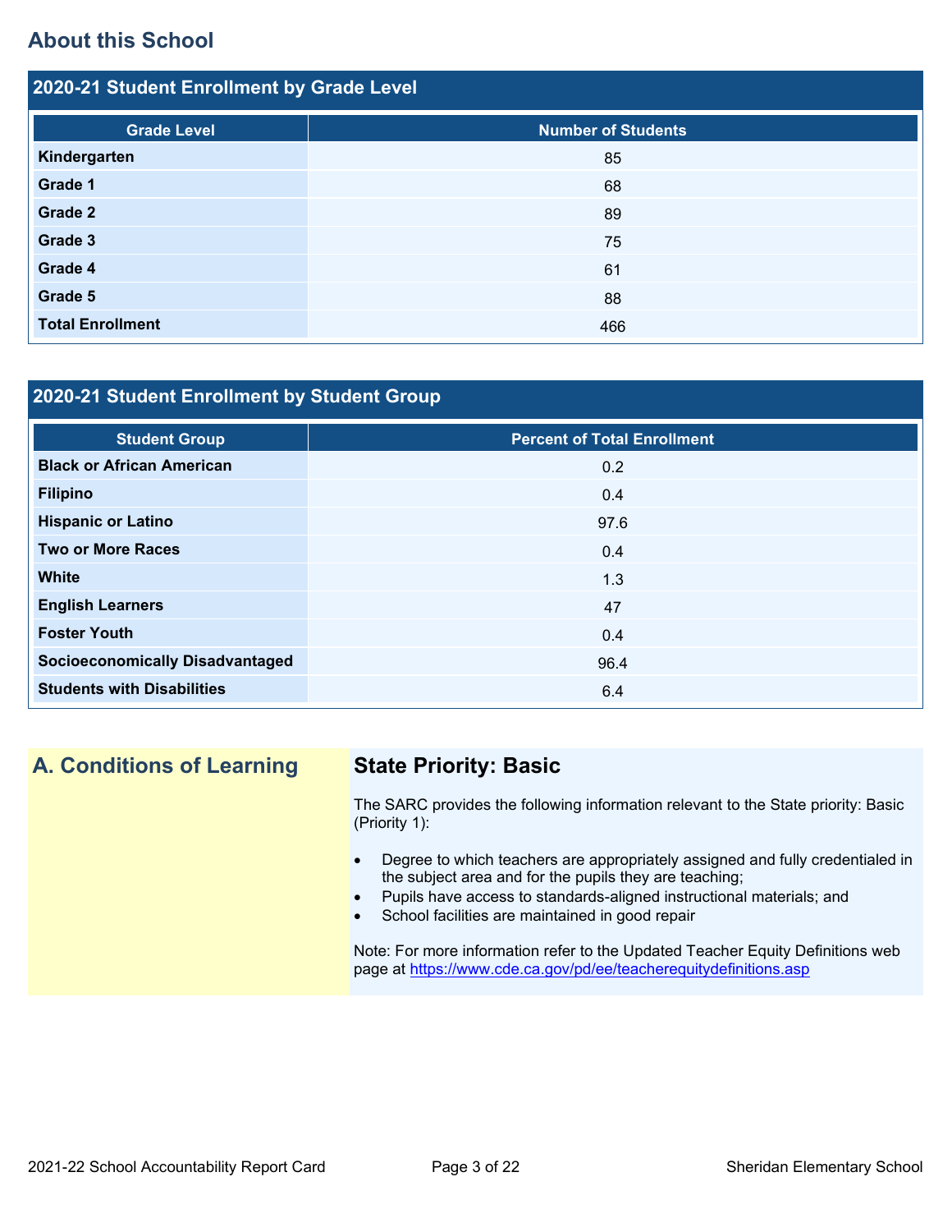## About this School

### 2020-21 Student Enrollment by Grade Level

| Grade Level | Number of Students |
| --- | --- |
| Kindergarten | 85 |
| Grade 1 | 68 |
| Grade 2 | 89 |
| Grade 3 | 75 |
| Grade 4 | 61 |
| Grade 5 | 88 |
| Total Enrollment | 466 |

### 2020-21 Student Enrollment by Student Group

| Student Group | Percent of Total Enrollment |
| --- | --- |
| Black or African American | 0.2 |
| Filipino | 0.4 |
| Hispanic or Latino | 97.6 |
| Two or More Races | 0.4 |
| White | 1.3 |
| English Learners | 47 |
| Foster Youth | 0.4 |
| Socioeconomically Disadvantaged | 96.4 |
| Students with Disabilities | 6.4 |

## A. Conditions of Learning

### State Priority: Basic

The SARC provides the following information relevant to the State priority: Basic (Priority 1):

- Degree to which teachers are appropriately assigned and fully credentialed in the subject area and for the pupils they are teaching;
- Pupils have access to standards-aligned instructional materials; and
- School facilities are maintained in good repair

Note: For more information refer to the Updated Teacher Equity Definitions web page at https://www.cde.ca.gov/pd/ee/teacherequitydefinitions.asp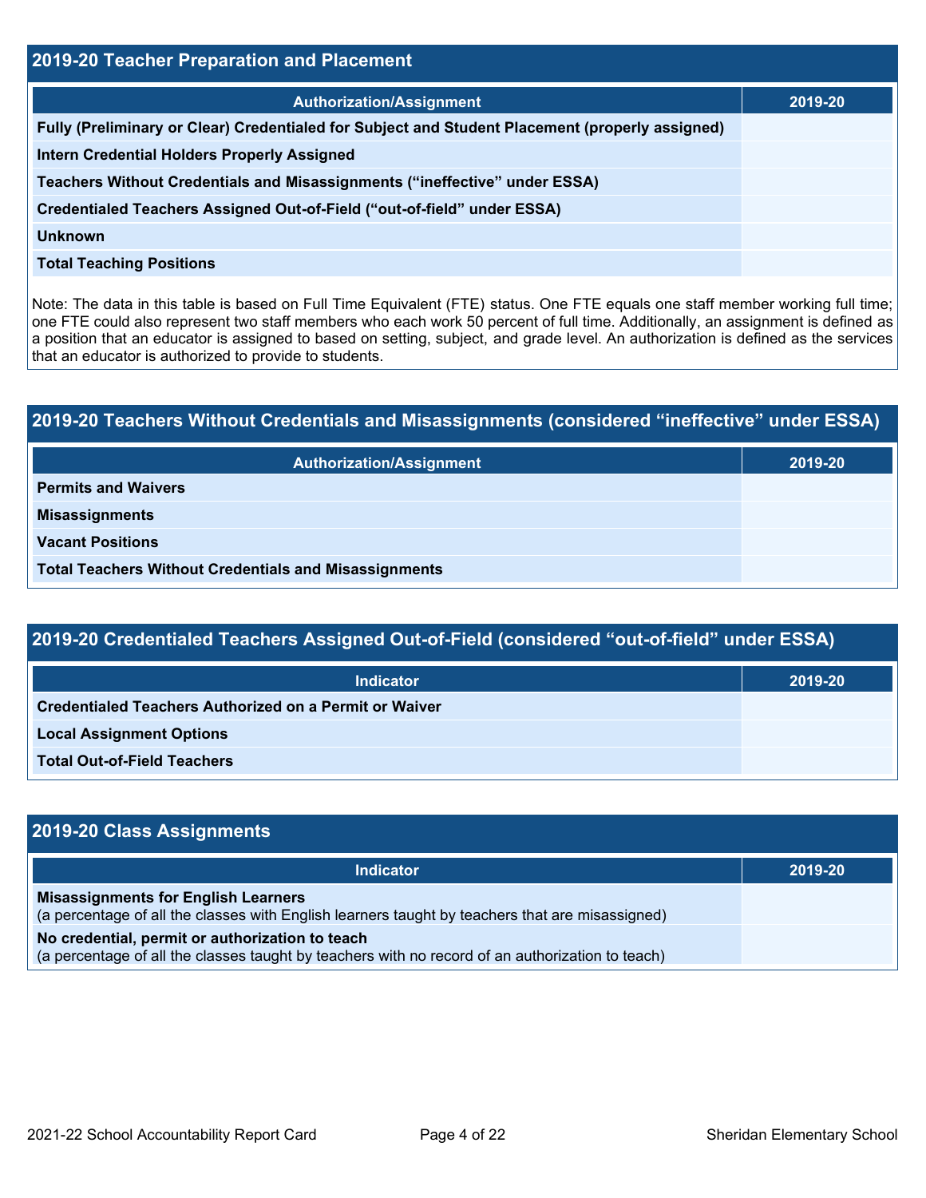## 2019-20 Teacher Preparation and Placement

| Authorization/Assignment | 2019-20 |
| --- | --- |
| Fully (Preliminary or Clear) Credentialed for Subject and Student Placement (properly assigned) | |
| Intern Credential Holders Properly Assigned | |
| Teachers Without Credentials and Misassignments ("ineffective" under ESSA) | |
| Credentialed Teachers Assigned Out-of-Field ("out-of-field" under ESSA) | |
| Unknown | |
| Total Teaching Positions | |

Note: The data in this table is based on Full Time Equivalent (FTE) status. One FTE equals one staff member working full time; one FTE could also represent two staff members who each work 50 percent of full time. Additionally, an assignment is defined as a position that an educator is assigned to based on setting, subject, and grade level. An authorization is defined as the services that an educator is authorized to provide to students.

## 2019-20 Teachers Without Credentials and Misassignments (considered "ineffective" under ESSA)

| Authorization/Assignment | 2019-20 |
| --- | --- |
| Permits and Waivers | |
| Misassignments | |
| Vacant Positions | |
| Total Teachers Without Credentials and Misassignments | |

## 2019-20 Credentialed Teachers Assigned Out-of-Field (considered "out-of-field" under ESSA)

| Indicator | 2019-20 |
| --- | --- |
| Credentialed Teachers Authorized on a Permit or Waiver | |
| Local Assignment Options | |
| Total Out-of-Field Teachers | |

## 2019-20 Class Assignments

| Indicator | 2019-20 |
| --- | --- |
| **Misassignments for English Learners** (a percentage of all the classes with English learners taught by teachers that are misassigned) | |
| **No credential, permit or authorization to teach** (a percentage of all the classes taught by teachers with no record of an authorization to teach) | |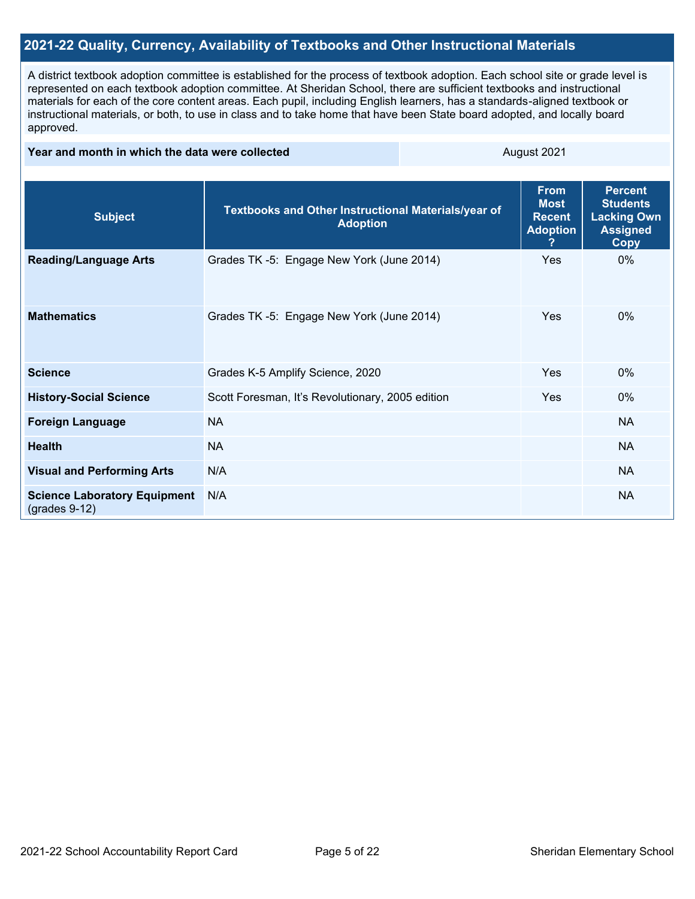## 2021-22 Quality, Currency, Availability of Textbooks and Other Instructional Materials

A district textbook adoption committee is established for the process of textbook adoption. Each school site or grade level is represented on each textbook adoption committee. At Sheridan School, there are sufficient textbooks and instructional materials for each of the core content areas. Each pupil, including English learners, has a standards-aligned textbook or instructional materials, or both, to use in class and to take home that have been State board adopted, and locally board approved.

| Year and month in which the data were collected | August 2021 |
|---|---|

| Subject | Textbooks and Other Instructional Materials/year of Adoption | From Most Recent Adoption ? | Percent Students Lacking Own Assigned Copy |
|---|---|---|---|
| **Reading/Language Arts** | Grades TK -5: Engage New York (June 2014) | Yes | 0% |
| **Mathematics** | Grades TK -5: Engage New York (June 2014) | Yes | 0% |
| **Science** | Grades K-5 Amplify Science, 2020 | Yes | 0% |
| **History-Social Science** | Scott Foresman, It's Revolutionary, 2005 edition | Yes | 0% |
| **Foreign Language** | NA | | NA |
| **Health** | NA | | NA |
| **Visual and Performing Arts** | N/A | | NA |
| **Science Laboratory Equipment** (grades 9-12) | N/A | | NA |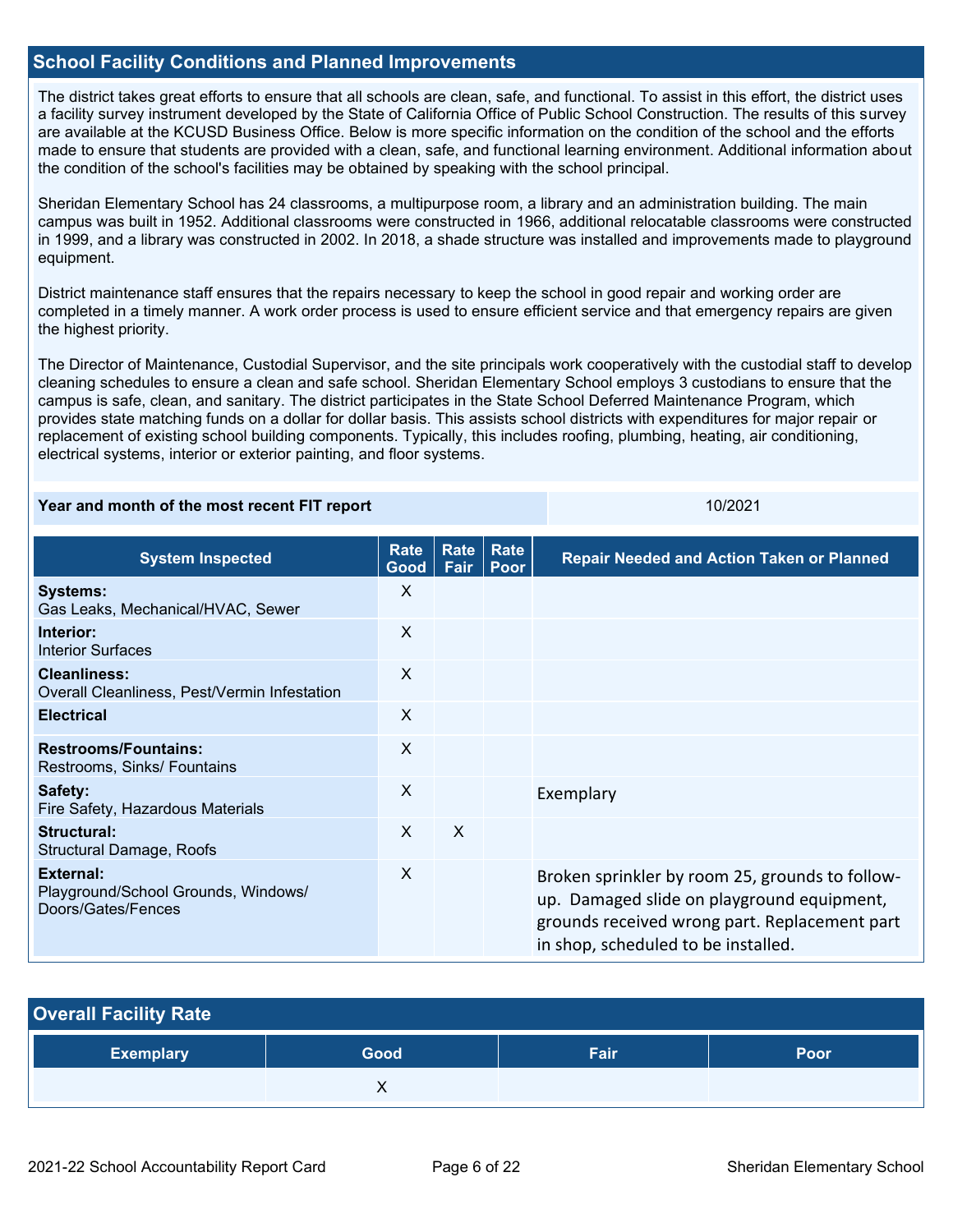## School Facility Conditions and Planned Improvements

The district takes great efforts to ensure that all schools are clean, safe, and functional. To assist in this effort, the district uses a facility survey instrument developed by the State of California Office of Public School Construction. The results of this survey are available at the KCUSD Business Office. Below is more specific information on the condition of the school and the efforts made to ensure that students are provided with a clean, safe, and functional learning environment. Additional information about the condition of the school's facilities may be obtained by speaking with the school principal.

Sheridan Elementary School has 24 classrooms, a multipurpose room, a library and an administration building. The main campus was built in 1952. Additional classrooms were constructed in 1966, additional relocatable classrooms were constructed in 1999, and a library was constructed in 2002. In 2018, a shade structure was installed and improvements made to playground equipment.

District maintenance staff ensures that the repairs necessary to keep the school in good repair and working order are completed in a timely manner. A work order process is used to ensure efficient service and that emergency repairs are given the highest priority.

The Director of Maintenance, Custodial Supervisor, and the site principals work cooperatively with the custodial staff to develop cleaning schedules to ensure a clean and safe school. Sheridan Elementary School employs 3 custodians to ensure that the campus is safe, clean, and sanitary. The district participates in the State School Deferred Maintenance Program, which provides state matching funds on a dollar for dollar basis. This assists school districts with expenditures for major repair or replacement of existing school building components. Typically, this includes roofing, plumbing, heating, air conditioning, electrical systems, interior or exterior painting, and floor systems.

| Year and month of the most recent FIT report | 10/2021 |
|---|---|

| System Inspected | Rate Good | Rate Fair | Rate Poor | Repair Needed and Action Taken or Planned |
|---|---|---|---|---|
| **Systems:** Gas Leaks, Mechanical/HVAC, Sewer | X | | | |
| **Interior:** Interior Surfaces | X | | | |
| **Cleanliness:** Overall Cleanliness, Pest/Vermin Infestation | X | | | |
| **Electrical** | X | | | |
| **Restrooms/Fountains:** Restrooms, Sinks/ Fountains | X | | | |
| **Safety:** Fire Safety, Hazardous Materials | X | | | Exemplary |
| **Structural:** Structural Damage, Roofs | X | X | | |
| **External:** Playground/School Grounds, Windows/ Doors/Gates/Fences | X | | | Broken sprinkler by room 25, grounds to follow-up. Damaged slide on playground equipment, grounds received wrong part. Replacement part in shop, scheduled to be installed. |

## Overall Facility Rate

| Exemplary | Good | Fair | Poor |
|---|---|---|---|
| | X | | |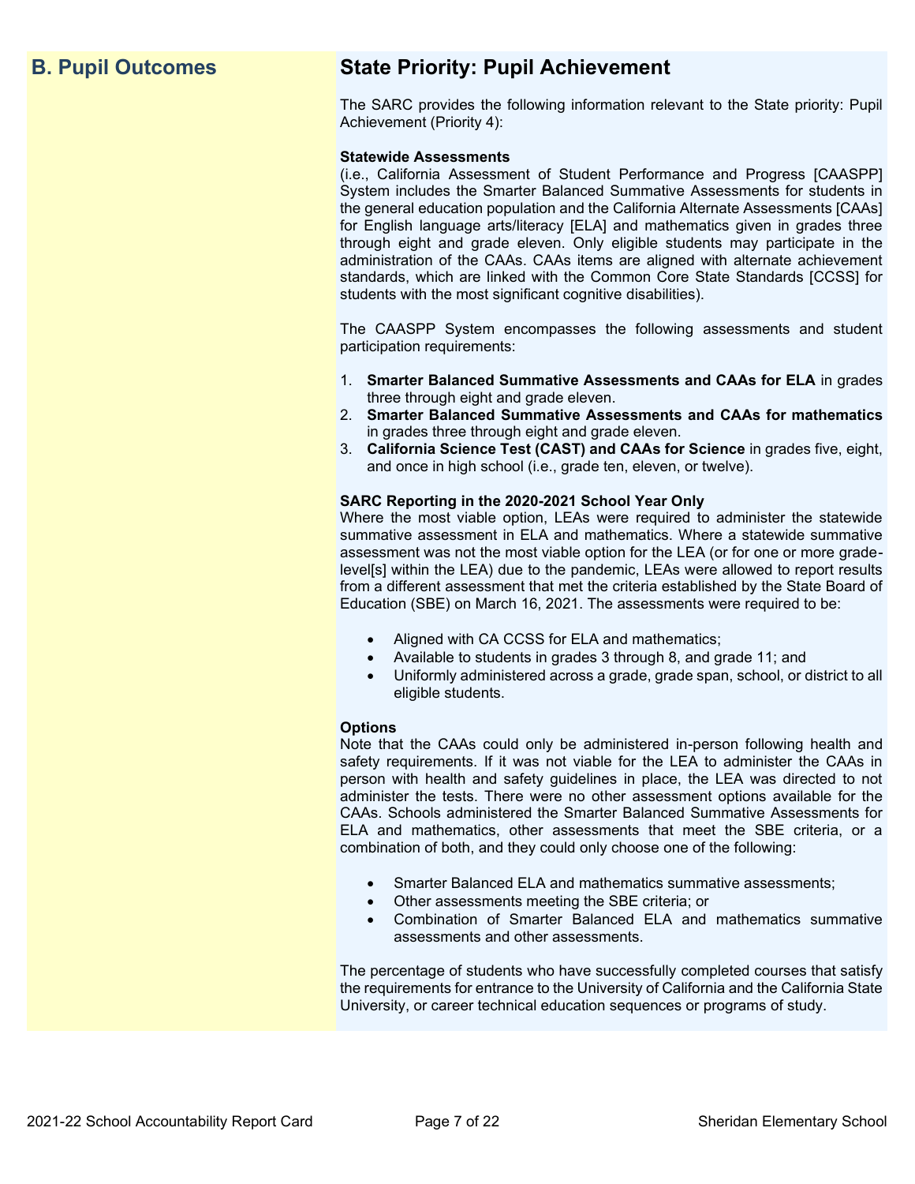## B. Pupil Outcomes

## State Priority: Pupil Achievement

The SARC provides the following information relevant to the State priority: Pupil Achievement (Priority 4):

**Statewide Assessments**
(i.e., California Assessment of Student Performance and Progress [CAASPP] System includes the Smarter Balanced Summative Assessments for students in the general education population and the California Alternate Assessments [CAAs] for English language arts/literacy [ELA] and mathematics given in grades three through eight and grade eleven. Only eligible students may participate in the administration of the CAAs. CAAs items are aligned with alternate achievement standards, which are linked with the Common Core State Standards [CCSS] for students with the most significant cognitive disabilities).

The CAASPP System encompasses the following assessments and student participation requirements:

1. **Smarter Balanced Summative Assessments and CAAs for ELA** in grades three through eight and grade eleven.
2. **Smarter Balanced Summative Assessments and CAAs for mathematics** in grades three through eight and grade eleven.
3. **California Science Test (CAST) and CAAs for Science** in grades five, eight, and once in high school (i.e., grade ten, eleven, or twelve).

**SARC Reporting in the 2020-2021 School Year Only**
Where the most viable option, LEAs were required to administer the statewide summative assessment in ELA and mathematics. Where a statewide summative assessment was not the most viable option for the LEA (or for one or more grade-level[s] within the LEA) due to the pandemic, LEAs were allowed to report results from a different assessment that met the criteria established by the State Board of Education (SBE) on March 16, 2021. The assessments were required to be:

- Aligned with CA CCSS for ELA and mathematics;
- Available to students in grades 3 through 8, and grade 11; and
- Uniformly administered across a grade, grade span, school, or district to all eligible students.

**Options**
Note that the CAAs could only be administered in-person following health and safety requirements. If it was not viable for the LEA to administer the CAAs in person with health and safety guidelines in place, the LEA was directed to not administer the tests. There were no other assessment options available for the CAAs. Schools administered the Smarter Balanced Summative Assessments for ELA and mathematics, other assessments that meet the SBE criteria, or a combination of both, and they could only choose one of the following:

- Smarter Balanced ELA and mathematics summative assessments;
- Other assessments meeting the SBE criteria; or
- Combination of Smarter Balanced ELA and mathematics summative assessments and other assessments.

The percentage of students who have successfully completed courses that satisfy the requirements for entrance to the University of California and the California State University, or career technical education sequences or programs of study.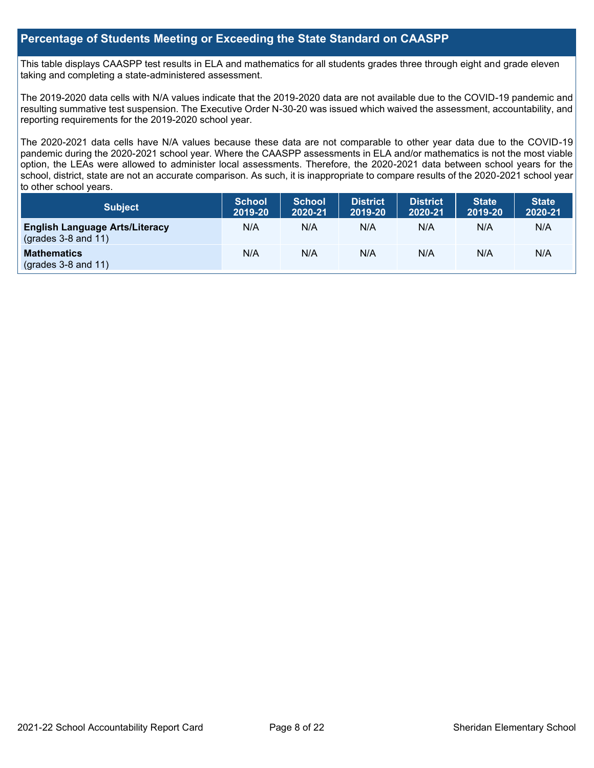## Percentage of Students Meeting or Exceeding the State Standard on CAASPP

This table displays CAASPP test results in ELA and mathematics for all students grades three through eight and grade eleven taking and completing a state-administered assessment.

The 2019-2020 data cells with N/A values indicate that the 2019-2020 data are not available due to the COVID-19 pandemic and resulting summative test suspension. The Executive Order N-30-20 was issued which waived the assessment, accountability, and reporting requirements for the 2019-2020 school year.

The 2020-2021 data cells have N/A values because these data are not comparable to other year data due to the COVID-19 pandemic during the 2020-2021 school year. Where the CAASPP assessments in ELA and/or mathematics is not the most viable option, the LEAs were allowed to administer local assessments. Therefore, the 2020-2021 data between school years for the school, district, state are not an accurate comparison. As such, it is inappropriate to compare results of the 2020-2021 school year to other school years.

| Subject | School 2019-20 | School 2020-21 | District 2019-20 | District 2020-21 | State 2019-20 | State 2020-21 |
|---|---|---|---|---|---|---|
| **English Language Arts/Literacy** (grades 3-8 and 11) | N/A | N/A | N/A | N/A | N/A | N/A |
| **Mathematics** (grades 3-8 and 11) | N/A | N/A | N/A | N/A | N/A | N/A |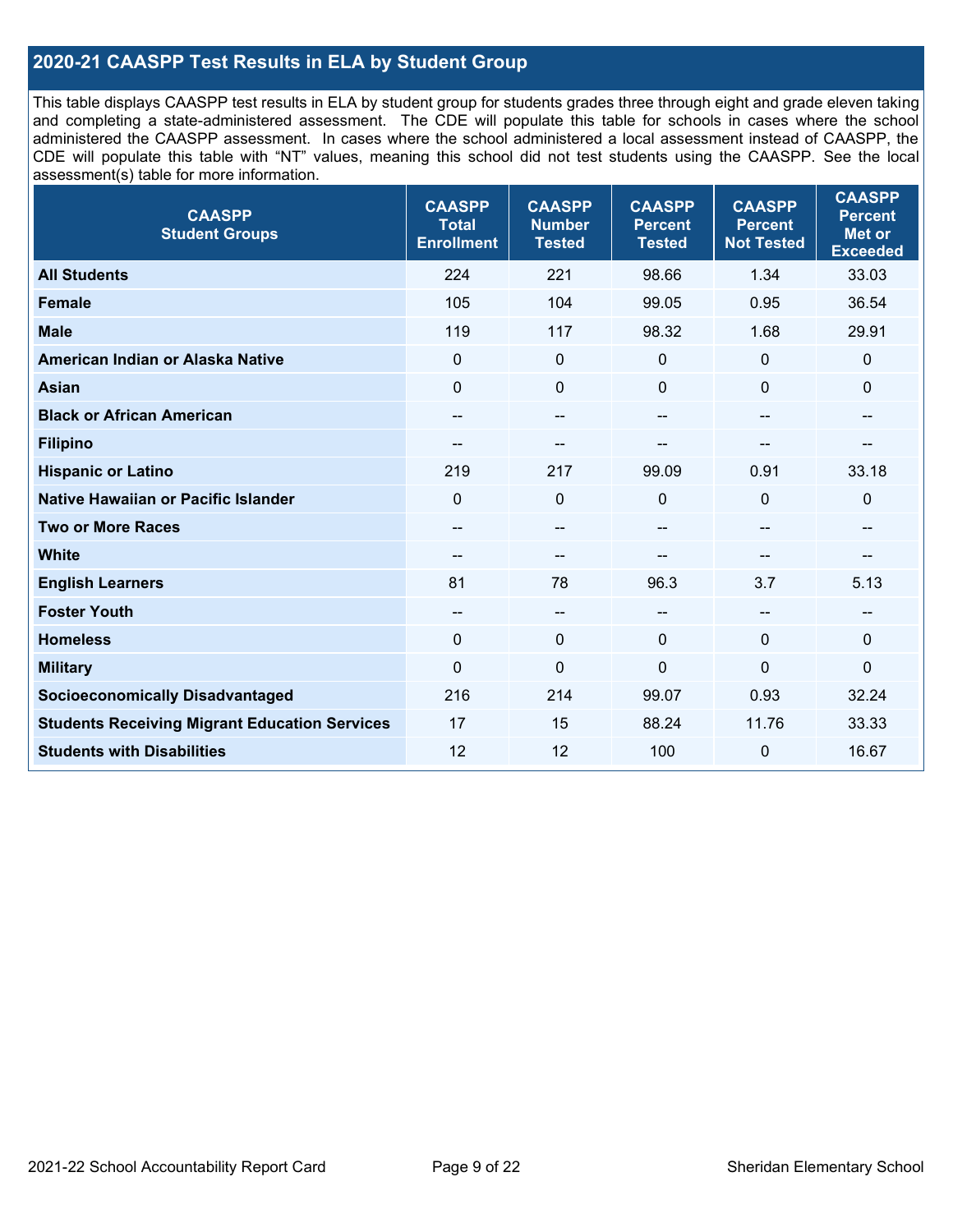## 2020-21 CAASPP Test Results in ELA by Student Group

This table displays CAASPP test results in ELA by student group for students grades three through eight and grade eleven taking and completing a state-administered assessment. The CDE will populate this table for schools in cases where the school administered the CAASPP assessment. In cases where the school administered a local assessment instead of CAASPP, the CDE will populate this table with "NT" values, meaning this school did not test students using the CAASPP. See the local assessment(s) table for more information.

| CAASPP Student Groups | CAASPP Total Enrollment | CAASPP Number Tested | CAASPP Percent Tested | CAASPP Percent Not Tested | CAASPP Percent Met or Exceeded |
|---|---|---|---|---|---|
| **All Students** | 224 | 221 | 98.66 | 1.34 | 33.03 |
| **Female** | 105 | 104 | 99.05 | 0.95 | 36.54 |
| **Male** | 119 | 117 | 98.32 | 1.68 | 29.91 |
| **American Indian or Alaska Native** | 0 | 0 | 0 | 0 | 0 |
| **Asian** | 0 | 0 | 0 | 0 | 0 |
| **Black or African American** | -- | -- | -- | -- | -- |
| **Filipino** | -- | -- | -- | -- | -- |
| **Hispanic or Latino** | 219 | 217 | 99.09 | 0.91 | 33.18 |
| **Native Hawaiian or Pacific Islander** | 0 | 0 | 0 | 0 | 0 |
| **Two or More Races** | -- | -- | -- | -- | -- |
| **White** | -- | -- | -- | -- | -- |
| **English Learners** | 81 | 78 | 96.3 | 3.7 | 5.13 |
| **Foster Youth** | -- | -- | -- | -- | -- |
| **Homeless** | 0 | 0 | 0 | 0 | 0 |
| **Military** | 0 | 0 | 0 | 0 | 0 |
| **Socioeconomically Disadvantaged** | 216 | 214 | 99.07 | 0.93 | 32.24 |
| **Students Receiving Migrant Education Services** | 17 | 15 | 88.24 | 11.76 | 33.33 |
| **Students with Disabilities** | 12 | 12 | 100 | 0 | 16.67 |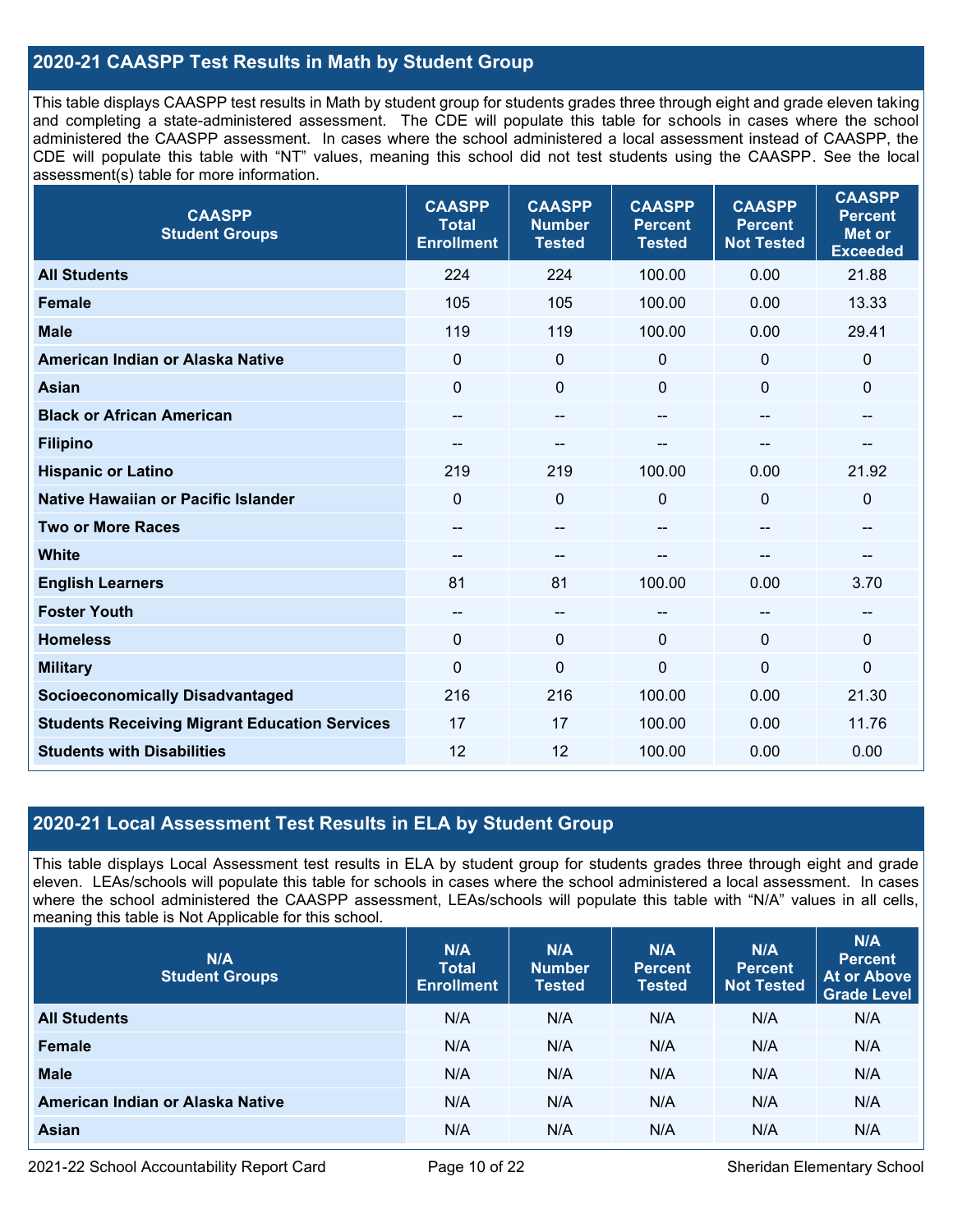## 2020-21 CAASPP Test Results in Math by Student Group

This table displays CAASPP test results in Math by student group for students grades three through eight and grade eleven taking and completing a state-administered assessment. The CDE will populate this table for schools in cases where the school administered the CAASPP assessment. In cases where the school administered a local assessment instead of CAASPP, the CDE will populate this table with "NT" values, meaning this school did not test students using the CAASPP. See the local assessment(s) table for more information.

| CAASPP Student Groups | CAASPP Total Enrollment | CAASPP Number Tested | CAASPP Percent Tested | CAASPP Percent Not Tested | CAASPP Percent Met or Exceeded |
|---|---|---|---|---|---|
| **All Students** | 224 | 224 | 100.00 | 0.00 | 21.88 |
| **Female** | 105 | 105 | 100.00 | 0.00 | 13.33 |
| **Male** | 119 | 119 | 100.00 | 0.00 | 29.41 |
| **American Indian or Alaska Native** | 0 | 0 | 0 | 0 | 0 |
| **Asian** | 0 | 0 | 0 | 0 | 0 |
| **Black or African American** | -- | -- | -- | -- | -- |
| **Filipino** | -- | -- | -- | -- | -- |
| **Hispanic or Latino** | 219 | 219 | 100.00 | 0.00 | 21.92 |
| **Native Hawaiian or Pacific Islander** | 0 | 0 | 0 | 0 | 0 |
| **Two or More Races** | -- | -- | -- | -- | -- |
| **White** | -- | -- | -- | -- | -- |
| **English Learners** | 81 | 81 | 100.00 | 0.00 | 3.70 |
| **Foster Youth** | -- | -- | -- | -- | -- |
| **Homeless** | 0 | 0 | 0 | 0 | 0 |
| **Military** | 0 | 0 | 0 | 0 | 0 |
| **Socioeconomically Disadvantaged** | 216 | 216 | 100.00 | 0.00 | 21.30 |
| **Students Receiving Migrant Education Services** | 17 | 17 | 100.00 | 0.00 | 11.76 |
| **Students with Disabilities** | 12 | 12 | 100.00 | 0.00 | 0.00 |

## 2020-21 Local Assessment Test Results in ELA by Student Group

This table displays Local Assessment test results in ELA by student group for students grades three through eight and grade eleven. LEAs/schools will populate this table for schools in cases where the school administered a local assessment. In cases where the school administered the CAASPP assessment, LEAs/schools will populate this table with "N/A" values in all cells, meaning this table is Not Applicable for this school.

| N/A Student Groups | N/A Total Enrollment | N/A Number Tested | N/A Percent Tested | N/A Percent Not Tested | N/A Percent At or Above Grade Level |
|---|---|---|---|---|---|
| **All Students** | N/A | N/A | N/A | N/A | N/A |
| **Female** | N/A | N/A | N/A | N/A | N/A |
| **Male** | N/A | N/A | N/A | N/A | N/A |
| **American Indian or Alaska Native** | N/A | N/A | N/A | N/A | N/A |
| **Asian** | N/A | N/A | N/A | N/A | N/A |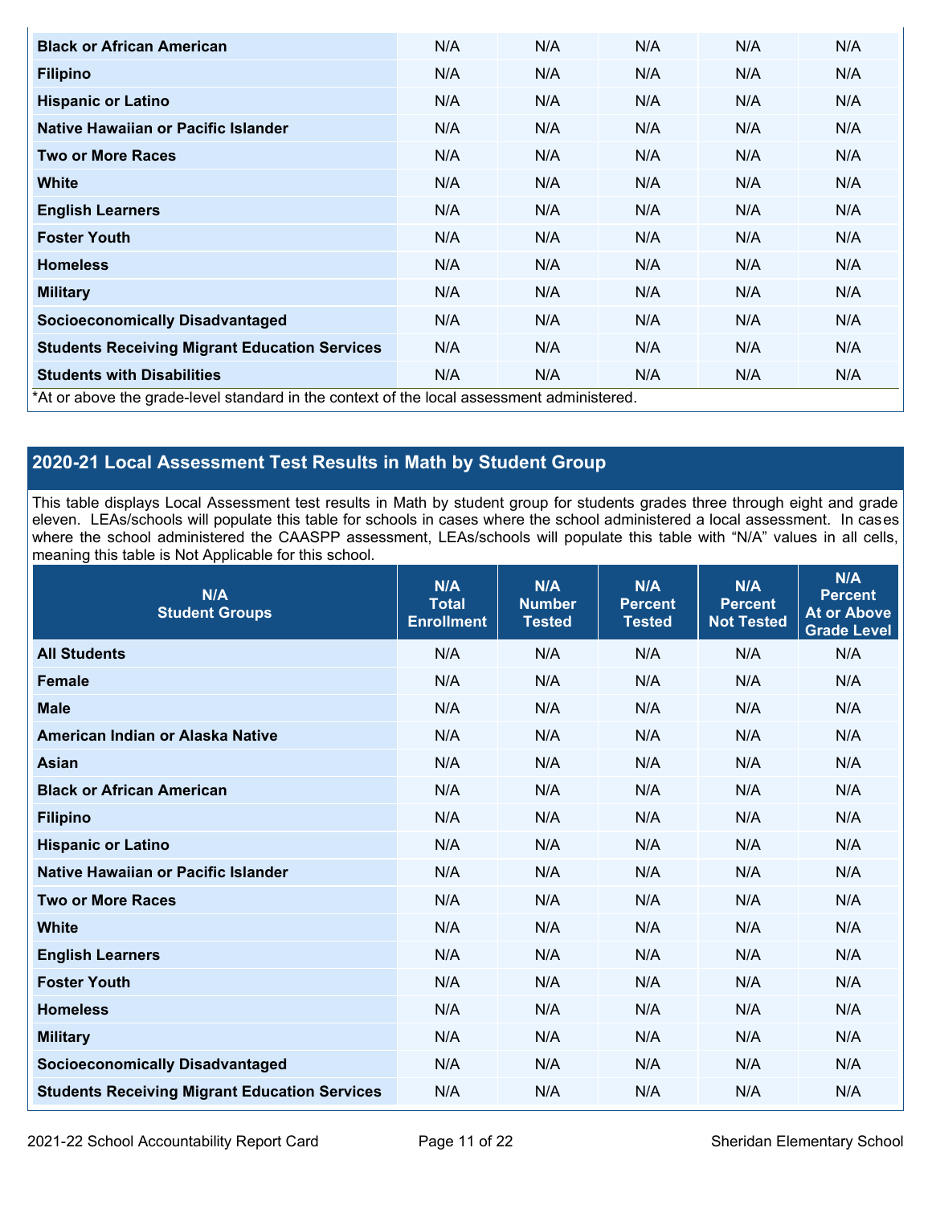| | | | | | |
|---|---|---|---|---|---|
| **Black or African American** | N/A | N/A | N/A | N/A | N/A |
| **Filipino** | N/A | N/A | N/A | N/A | N/A |
| **Hispanic or Latino** | N/A | N/A | N/A | N/A | N/A |
| **Native Hawaiian or Pacific Islander** | N/A | N/A | N/A | N/A | N/A |
| **Two or More Races** | N/A | N/A | N/A | N/A | N/A |
| **White** | N/A | N/A | N/A | N/A | N/A |
| **English Learners** | N/A | N/A | N/A | N/A | N/A |
| **Foster Youth** | N/A | N/A | N/A | N/A | N/A |
| **Homeless** | N/A | N/A | N/A | N/A | N/A |
| **Military** | N/A | N/A | N/A | N/A | N/A |
| **Socioeconomically Disadvantaged** | N/A | N/A | N/A | N/A | N/A |
| **Students Receiving Migrant Education Services** | N/A | N/A | N/A | N/A | N/A |
| **Students with Disabilities** | N/A | N/A | N/A | N/A | N/A |

*At or above the grade-level standard in the context of the local assessment administered.

## 2020-21 Local Assessment Test Results in Math by Student Group

This table displays Local Assessment test results in Math by student group for students grades three through eight and grade eleven. LEAs/schools will populate this table for schools in cases where the school administered a local assessment. In cases where the school administered the CAASPP assessment, LEAs/schools will populate this table with "N/A" values in all cells, meaning this table is Not Applicable for this school.

| N/A Student Groups | N/A Total Enrollment | N/A Number Tested | N/A Percent Tested | N/A Percent Not Tested | N/A Percent At or Above Grade Level |
|---|---|---|---|---|---|
| **All Students** | N/A | N/A | N/A | N/A | N/A |
| **Female** | N/A | N/A | N/A | N/A | N/A |
| **Male** | N/A | N/A | N/A | N/A | N/A |
| **American Indian or Alaska Native** | N/A | N/A | N/A | N/A | N/A |
| **Asian** | N/A | N/A | N/A | N/A | N/A |
| **Black or African American** | N/A | N/A | N/A | N/A | N/A |
| **Filipino** | N/A | N/A | N/A | N/A | N/A |
| **Hispanic or Latino** | N/A | N/A | N/A | N/A | N/A |
| **Native Hawaiian or Pacific Islander** | N/A | N/A | N/A | N/A | N/A |
| **Two or More Races** | N/A | N/A | N/A | N/A | N/A |
| **White** | N/A | N/A | N/A | N/A | N/A |
| **English Learners** | N/A | N/A | N/A | N/A | N/A |
| **Foster Youth** | N/A | N/A | N/A | N/A | N/A |
| **Homeless** | N/A | N/A | N/A | N/A | N/A |
| **Military** | N/A | N/A | N/A | N/A | N/A |
| **Socioeconomically Disadvantaged** | N/A | N/A | N/A | N/A | N/A |
| **Students Receiving Migrant Education Services** | N/A | N/A | N/A | N/A | N/A |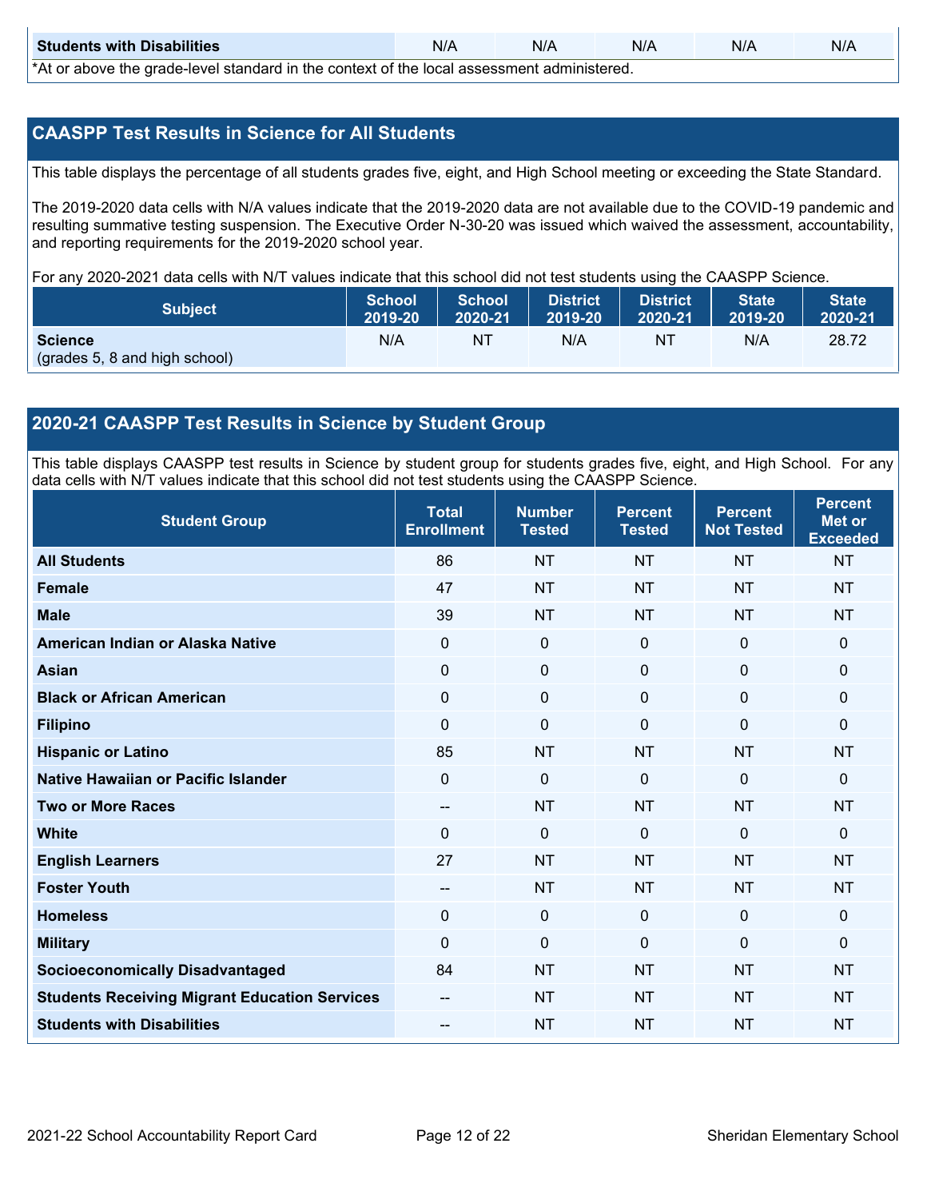| Students with Disabilities | N/A | N/A | N/A | N/A | N/A |
|---|---|---|---|---|---|

*At or above the grade-level standard in the context of the local assessment administered.

## CAASPP Test Results in Science for All Students

This table displays the percentage of all students grades five, eight, and High School meeting or exceeding the State Standard.

The 2019-2020 data cells with N/A values indicate that the 2019-2020 data are not available due to the COVID-19 pandemic and resulting summative testing suspension. The Executive Order N-30-20 was issued which waived the assessment, accountability, and reporting requirements for the 2019-2020 school year.

For any 2020-2021 data cells with N/T values indicate that this school did not test students using the CAASPP Science.

| Subject | School 2019-20 | School 2020-21 | District 2019-20 | District 2020-21 | State 2019-20 | State 2020-21 |
|---|---|---|---|---|---|---|
| **Science** (grades 5, 8 and high school) | N/A | NT | N/A | NT | N/A | 28.72 |

## 2020-21 CAASPP Test Results in Science by Student Group

This table displays CAASPP test results in Science by student group for students grades five, eight, and High School. For any data cells with N/T values indicate that this school did not test students using the CAASPP Science.

| Student Group | Total Enrollment | Number Tested | Percent Tested | Percent Not Tested | Percent Met or Exceeded |
|---|---|---|---|---|---|
| **All Students** | 86 | NT | NT | NT | NT |
| **Female** | 47 | NT | NT | NT | NT |
| **Male** | 39 | NT | NT | NT | NT |
| **American Indian or Alaska Native** | 0 | 0 | 0 | 0 | 0 |
| **Asian** | 0 | 0 | 0 | 0 | 0 |
| **Black or African American** | 0 | 0 | 0 | 0 | 0 |
| **Filipino** | 0 | 0 | 0 | 0 | 0 |
| **Hispanic or Latino** | 85 | NT | NT | NT | NT |
| **Native Hawaiian or Pacific Islander** | 0 | 0 | 0 | 0 | 0 |
| **Two or More Races** | -- | NT | NT | NT | NT |
| **White** | 0 | 0 | 0 | 0 | 0 |
| **English Learners** | 27 | NT | NT | NT | NT |
| **Foster Youth** | -- | NT | NT | NT | NT |
| **Homeless** | 0 | 0 | 0 | 0 | 0 |
| **Military** | 0 | 0 | 0 | 0 | 0 |
| **Socioeconomically Disadvantaged** | 84 | NT | NT | NT | NT |
| **Students Receiving Migrant Education Services** | -- | NT | NT | NT | NT |
| **Students with Disabilities** | -- | NT | NT | NT | NT |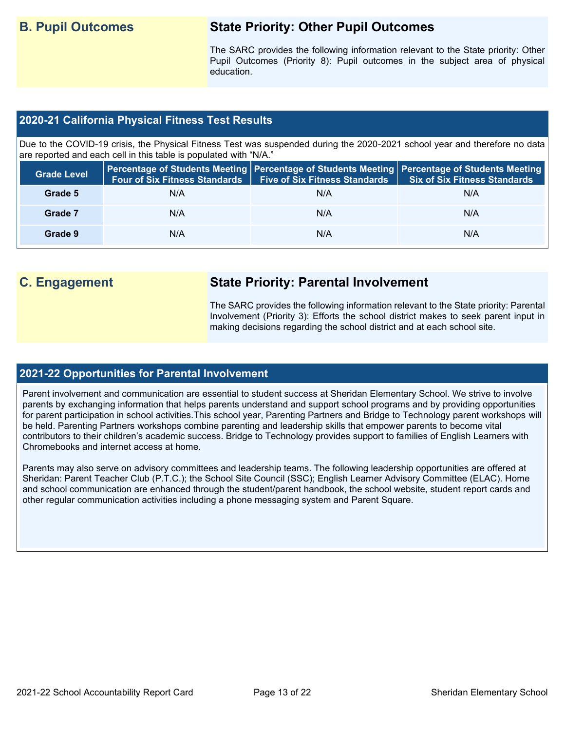## B. Pupil Outcomes

### State Priority: Other Pupil Outcomes

The SARC provides the following information relevant to the State priority: Other Pupil Outcomes (Priority 8): Pupil outcomes in the subject area of physical education.

### 2020-21 California Physical Fitness Test Results

Due to the COVID-19 crisis, the Physical Fitness Test was suspended during the 2020-2021 school year and therefore no data are reported and each cell in this table is populated with "N/A."

| Grade Level | Percentage of Students Meeting Four of Six Fitness Standards | Percentage of Students Meeting Five of Six Fitness Standards | Percentage of Students Meeting Six of Six Fitness Standards |
|---|---|---|---|
| Grade 5 | N/A | N/A | N/A |
| Grade 7 | N/A | N/A | N/A |
| Grade 9 | N/A | N/A | N/A |

## C. Engagement

### State Priority: Parental Involvement

The SARC provides the following information relevant to the State priority: Parental Involvement (Priority 3): Efforts the school district makes to seek parent input in making decisions regarding the school district and at each school site.

### 2021-22 Opportunities for Parental Involvement

Parent involvement and communication are essential to student success at Sheridan Elementary School. We strive to involve parents by exchanging information that helps parents understand and support school programs and by providing opportunities for parent participation in school activities.This school year, Parenting Partners and Bridge to Technology parent workshops will be held. Parenting Partners workshops combine parenting and leadership skills that empower parents to become vital contributors to their children's academic success. Bridge to Technology provides support to families of English Learners with Chromebooks and internet access at home.

Parents may also serve on advisory committees and leadership teams. The following leadership opportunities are offered at Sheridan: Parent Teacher Club (P.T.C.); the School Site Council (SSC); English Learner Advisory Committee (ELAC). Home and school communication are enhanced through the student/parent handbook, the school website, student report cards and other regular communication activities including a phone messaging system and Parent Square.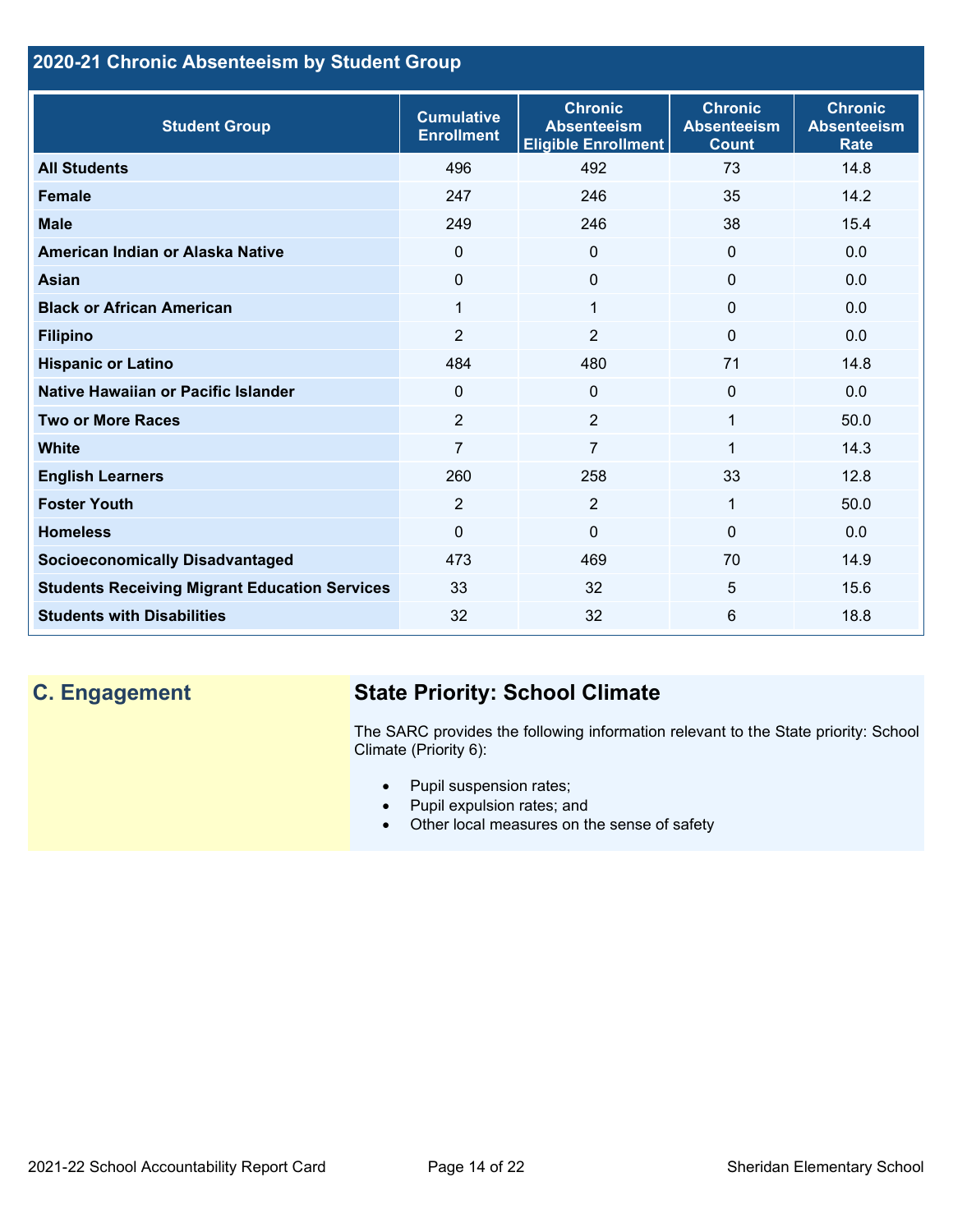## 2020-21 Chronic Absenteeism by Student Group

| Student Group | Cumulative Enrollment | Chronic Absenteeism Eligible Enrollment | Chronic Absenteeism Count | Chronic Absenteeism Rate |
|---|---|---|---|---|
| **All Students** | 496 | 492 | 73 | 14.8 |
| **Female** | 247 | 246 | 35 | 14.2 |
| **Male** | 249 | 246 | 38 | 15.4 |
| **American Indian or Alaska Native** | 0 | 0 | 0 | 0.0 |
| **Asian** | 0 | 0 | 0 | 0.0 |
| **Black or African American** | 1 | 1 | 0 | 0.0 |
| **Filipino** | 2 | 2 | 0 | 0.0 |
| **Hispanic or Latino** | 484 | 480 | 71 | 14.8 |
| **Native Hawaiian or Pacific Islander** | 0 | 0 | 0 | 0.0 |
| **Two or More Races** | 2 | 2 | 1 | 50.0 |
| **White** | 7 | 7 | 1 | 14.3 |
| **English Learners** | 260 | 258 | 33 | 12.8 |
| **Foster Youth** | 2 | 2 | 1 | 50.0 |
| **Homeless** | 0 | 0 | 0 | 0.0 |
| **Socioeconomically Disadvantaged** | 473 | 469 | 70 | 14.9 |
| **Students Receiving Migrant Education Services** | 33 | 32 | 5 | 15.6 |
| **Students with Disabilities** | 32 | 32 | 6 | 18.8 |

## C. Engagement

### State Priority: School Climate

The SARC provides the following information relevant to the State priority: School Climate (Priority 6):

- Pupil suspension rates;
- Pupil expulsion rates; and
- Other local measures on the sense of safety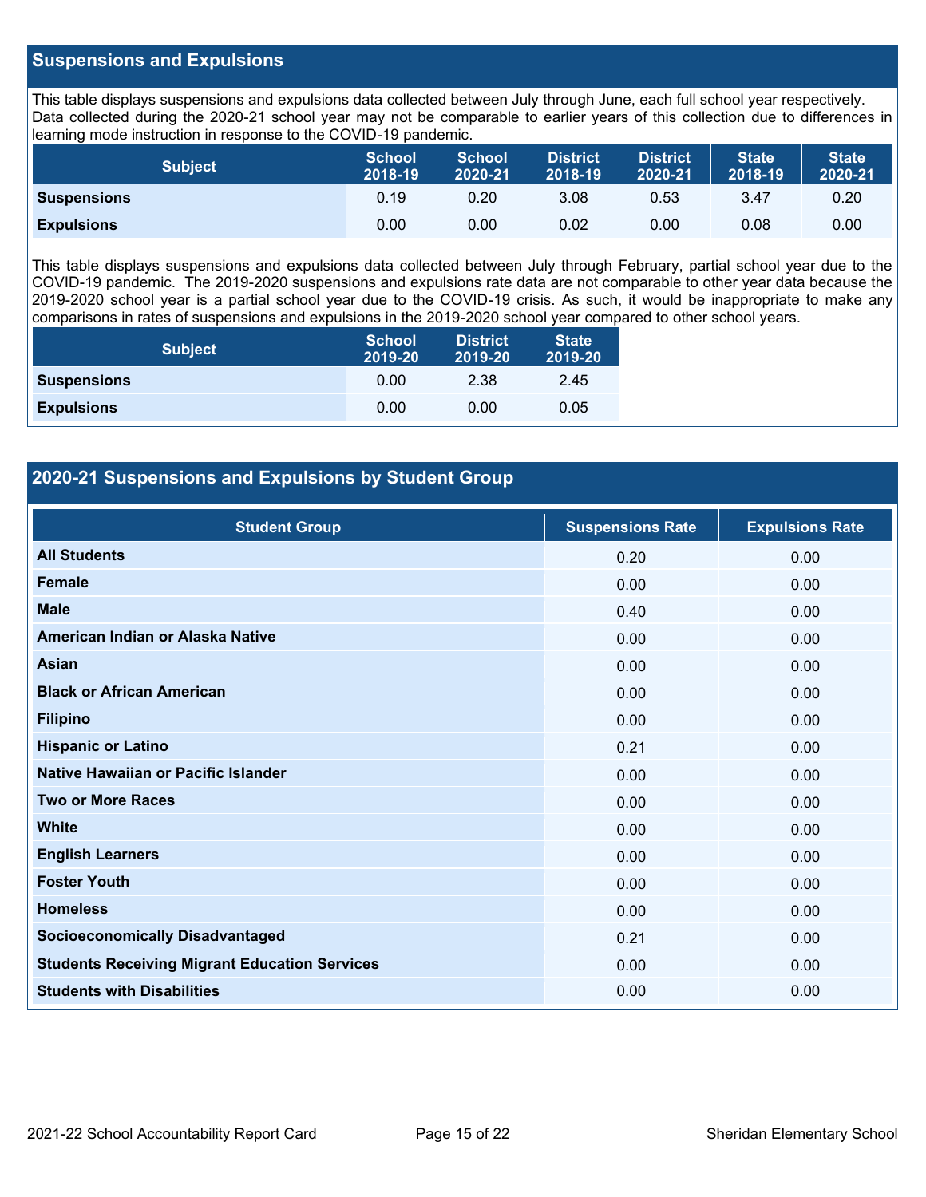## Suspensions and Expulsions

This table displays suspensions and expulsions data collected between July through June, each full school year respectively. Data collected during the 2020-21 school year may not be comparable to earlier years of this collection due to differences in learning mode instruction in response to the COVID-19 pandemic.

| Subject | School 2018-19 | School 2020-21 | District 2018-19 | District 2020-21 | State 2018-19 | State 2020-21 |
|---|---|---|---|---|---|---|
| **Suspensions** | 0.19 | 0.20 | 3.08 | 0.53 | 3.47 | 0.20 |
| **Expulsions** | 0.00 | 0.00 | 0.02 | 0.00 | 0.08 | 0.00 |

This table displays suspensions and expulsions data collected between July through February, partial school year due to the COVID-19 pandemic. The 2019-2020 suspensions and expulsions rate data are not comparable to other year data because the 2019-2020 school year is a partial school year due to the COVID-19 crisis. As such, it would be inappropriate to make any comparisons in rates of suspensions and expulsions in the 2019-2020 school year compared to other school years.

| Subject | School 2019-20 | District 2019-20 | State 2019-20 |
|---|---|---|---|
| **Suspensions** | 0.00 | 2.38 | 2.45 |
| **Expulsions** | 0.00 | 0.00 | 0.05 |

## 2020-21 Suspensions and Expulsions by Student Group

| Student Group | Suspensions Rate | Expulsions Rate |
|---|---|---|
| **All Students** | 0.20 | 0.00 |
| **Female** | 0.00 | 0.00 |
| **Male** | 0.40 | 0.00 |
| **American Indian or Alaska Native** | 0.00 | 0.00 |
| **Asian** | 0.00 | 0.00 |
| **Black or African American** | 0.00 | 0.00 |
| **Filipino** | 0.00 | 0.00 |
| **Hispanic or Latino** | 0.21 | 0.00 |
| **Native Hawaiian or Pacific Islander** | 0.00 | 0.00 |
| **Two or More Races** | 0.00 | 0.00 |
| **White** | 0.00 | 0.00 |
| **English Learners** | 0.00 | 0.00 |
| **Foster Youth** | 0.00 | 0.00 |
| **Homeless** | 0.00 | 0.00 |
| **Socioeconomically Disadvantaged** | 0.21 | 0.00 |
| **Students Receiving Migrant Education Services** | 0.00 | 0.00 |
| **Students with Disabilities** | 0.00 | 0.00 |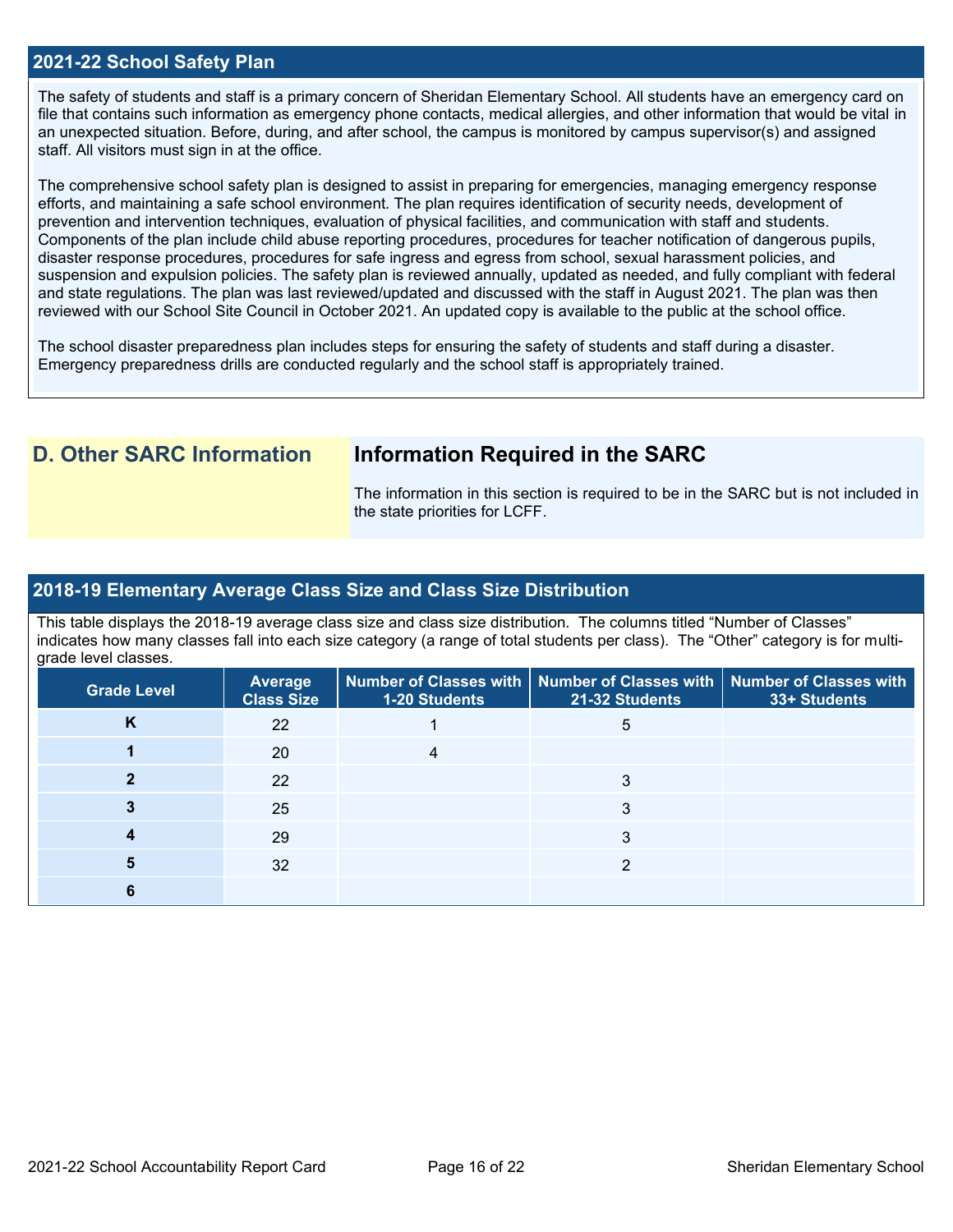## 2021-22 School Safety Plan

The safety of students and staff is a primary concern of Sheridan Elementary School. All students have an emergency card on file that contains such information as emergency phone contacts, medical allergies, and other information that would be vital in an unexpected situation. Before, during, and after school, the campus is monitored by campus supervisor(s) and assigned staff. All visitors must sign in at the office.

The comprehensive school safety plan is designed to assist in preparing for emergencies, managing emergency response efforts, and maintaining a safe school environment. The plan requires identification of security needs, development of prevention and intervention techniques, evaluation of physical facilities, and communication with staff and students. Components of the plan include child abuse reporting procedures, procedures for teacher notification of dangerous pupils, disaster response procedures, procedures for safe ingress and egress from school, sexual harassment policies, and suspension and expulsion policies. The safety plan is reviewed annually, updated as needed, and fully compliant with federal and state regulations. The plan was last reviewed/updated and discussed with the staff in August 2021. The plan was then reviewed with our School Site Council in October 2021. An updated copy is available to the public at the school office.

The school disaster preparedness plan includes steps for ensuring the safety of students and staff during a disaster. Emergency preparedness drills are conducted regularly and the school staff is appropriately trained.

# D. Other SARC Information

## Information Required in the SARC

The information in this section is required to be in the SARC but is not included in the state priorities for LCFF.

## 2018-19 Elementary Average Class Size and Class Size Distribution

This table displays the 2018-19 average class size and class size distribution. The columns titled "Number of Classes" indicates how many classes fall into each size category (a range of total students per class). The "Other" category is for multi-grade level classes.

| Grade Level | Average Class Size | Number of Classes with 1-20 Students | Number of Classes with 21-32 Students | Number of Classes with 33+ Students |
|---|---|---|---|---|
| K | 22 | 1 | 5 | |
| 1 | 20 | 4 | | |
| 2 | 22 | | 3 | |
| 3 | 25 | | 3 | |
| 4 | 29 | | 3 | |
| 5 | 32 | | 2 | |
| 6 | | | | |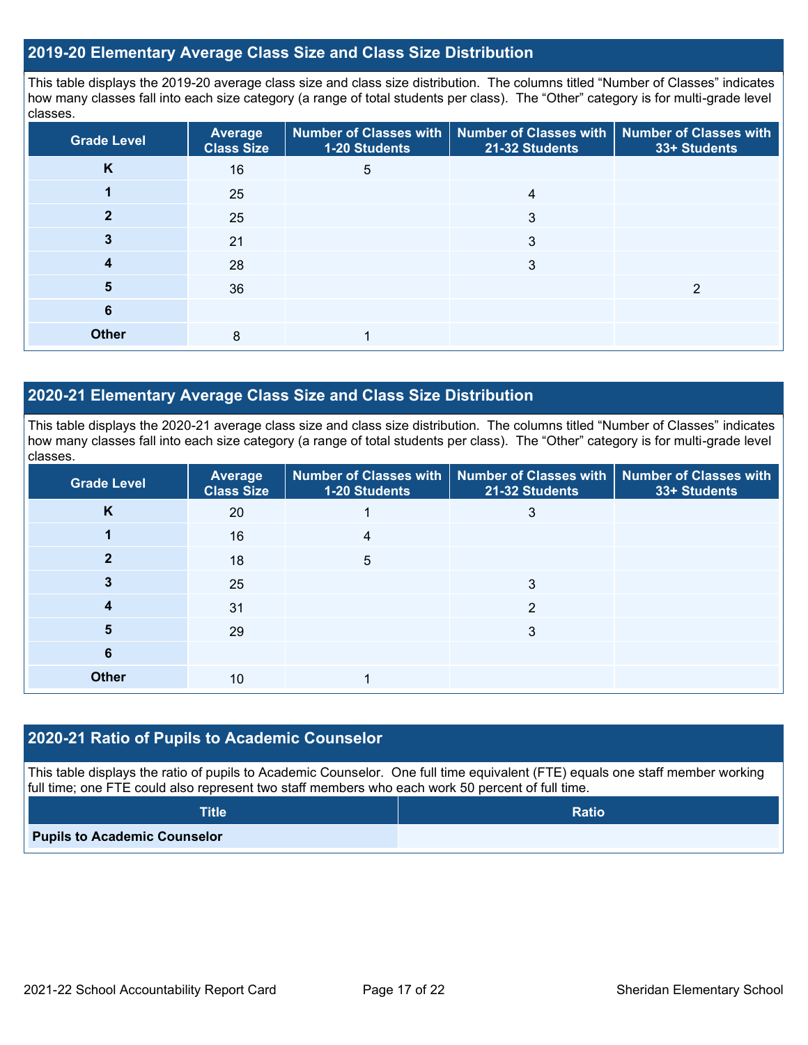## 2019-20 Elementary Average Class Size and Class Size Distribution

This table displays the 2019-20 average class size and class size distribution. The columns titled “Number of Classes” indicates how many classes fall into each size category (a range of total students per class). The “Other” category is for multi-grade level classes.

| Grade Level | Average Class Size | Number of Classes with 1-20 Students | Number of Classes with 21-32 Students | Number of Classes with 33+ Students |
|---|---|---|---|---|
| K | 16 | 5 | | |
| 1 | 25 | | 4 | |
| 2 | 25 | | 3 | |
| 3 | 21 | | 3 | |
| 4 | 28 | | 3 | |
| 5 | 36 | | | 2 |
| 6 | | | | |
| Other | 8 | 1 | | |

## 2020-21 Elementary Average Class Size and Class Size Distribution

This table displays the 2020-21 average class size and class size distribution. The columns titled “Number of Classes” indicates how many classes fall into each size category (a range of total students per class). The “Other” category is for multi-grade level classes.

| Grade Level | Average Class Size | Number of Classes with 1-20 Students | Number of Classes with 21-32 Students | Number of Classes with 33+ Students |
|---|---|---|---|---|
| K | 20 | 1 | 3 | |
| 1 | 16 | 4 | | |
| 2 | 18 | 5 | | |
| 3 | 25 | | 3 | |
| 4 | 31 | | 2 | |
| 5 | 29 | | 3 | |
| 6 | | | | |
| Other | 10 | 1 | | |

## 2020-21 Ratio of Pupils to Academic Counselor

This table displays the ratio of pupils to Academic Counselor. One full time equivalent (FTE) equals one staff member working full time; one FTE could also represent two staff members who each work 50 percent of full time.

| Title | Ratio |
|---|---|
| **Pupils to Academic Counselor** | |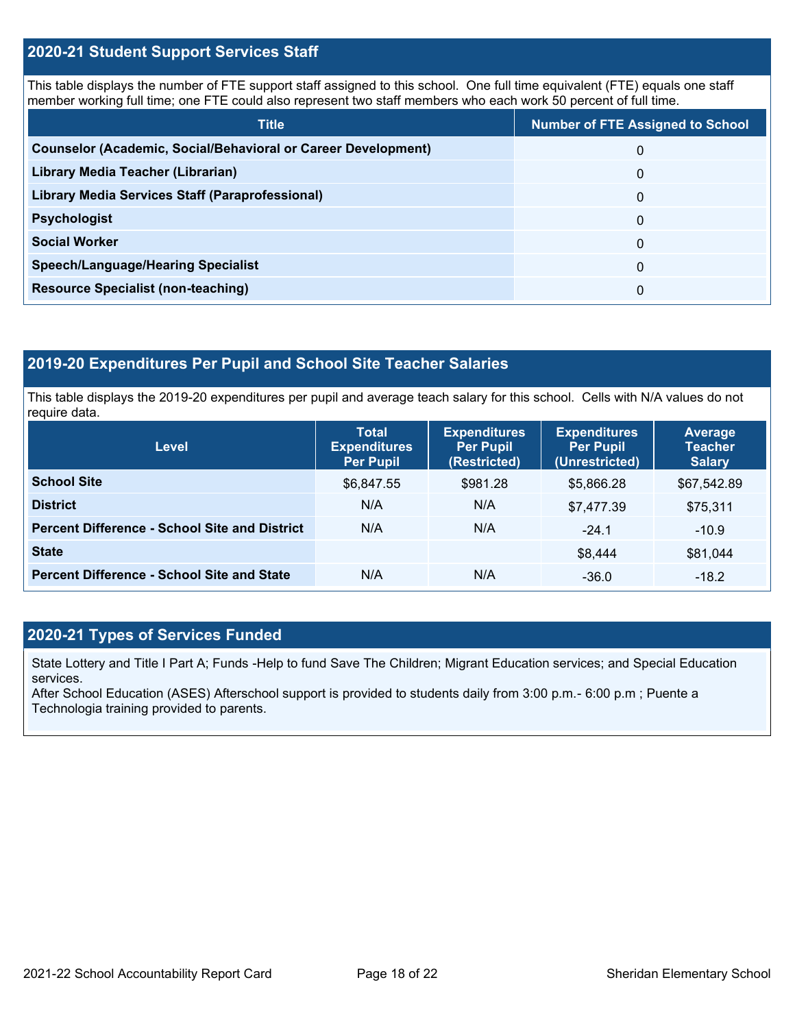## 2020-21 Student Support Services Staff

This table displays the number of FTE support staff assigned to this school. One full time equivalent (FTE) equals one staff member working full time; one FTE could also represent two staff members who each work 50 percent of full time.

| Title | Number of FTE Assigned to School |
|---|---|
| **Counselor (Academic, Social/Behavioral or Career Development)** | 0 |
| **Library Media Teacher (Librarian)** | 0 |
| **Library Media Services Staff (Paraprofessional)** | 0 |
| **Psychologist** | 0 |
| **Social Worker** | 0 |
| **Speech/Language/Hearing Specialist** | 0 |
| **Resource Specialist (non-teaching)** | 0 |

## 2019-20 Expenditures Per Pupil and School Site Teacher Salaries

This table displays the 2019-20 expenditures per pupil and average teach salary for this school. Cells with N/A values do not require data.

| Level | Total Expenditures Per Pupil | Expenditures Per Pupil (Restricted) | Expenditures Per Pupil (Unrestricted) | Average Teacher Salary |
|---|---|---|---|---|
| **School Site** | $6,847.55 | $981.28 | $5,866.28 | $67,542.89 |
| **District** | N/A | N/A | $7,477.39 | $75,311 |
| **Percent Difference - School Site and District** | N/A | N/A | -24.1 | -10.9 |
| **State** | | | $8,444 | $81,044 |
| **Percent Difference - School Site and State** | N/A | N/A | -36.0 | -18.2 |

## 2020-21 Types of Services Funded

State Lottery and Title I Part A; Funds -Help to fund Save The Children; Migrant Education services; and Special Education services.
After School Education (ASES) Afterschool support is provided to students daily from 3:00 p.m.- 6:00 p.m ; Puente a Technologia training provided to parents.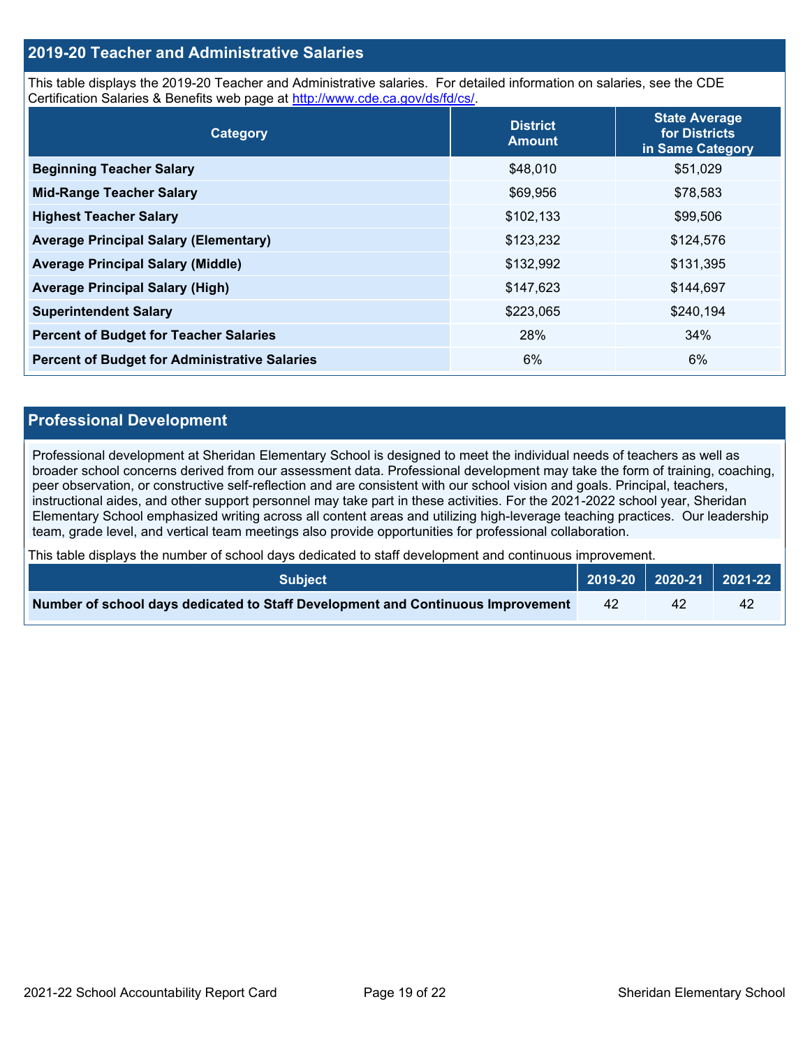## 2019-20 Teacher and Administrative Salaries

This table displays the 2019-20 Teacher and Administrative salaries. For detailed information on salaries, see the CDE Certification Salaries & Benefits web page at http://www.cde.ca.gov/ds/fd/cs/.

| Category | District Amount | State Average for Districts in Same Category |
|---|---|---|
| **Beginning Teacher Salary** | $48,010 | $51,029 |
| **Mid-Range Teacher Salary** | $69,956 | $78,583 |
| **Highest Teacher Salary** | $102,133 | $99,506 |
| **Average Principal Salary (Elementary)** | $123,232 | $124,576 |
| **Average Principal Salary (Middle)** | $132,992 | $131,395 |
| **Average Principal Salary (High)** | $147,623 | $144,697 |
| **Superintendent Salary** | $223,065 | $240,194 |
| **Percent of Budget for Teacher Salaries** | 28% | 34% |
| **Percent of Budget for Administrative Salaries** | 6% | 6% |

## Professional Development

Professional development at Sheridan Elementary School is designed to meet the individual needs of teachers as well as broader school concerns derived from our assessment data. Professional development may take the form of training, coaching, peer observation, or constructive self-reflection and are consistent with our school vision and goals. Principal, teachers, instructional aides, and other support personnel may take part in these activities. For the 2021-2022 school year, Sheridan Elementary School emphasized writing across all content areas and utilizing high-leverage teaching practices. Our leadership team, grade level, and vertical team meetings also provide opportunities for professional collaboration.

This table displays the number of school days dedicated to staff development and continuous improvement.

| Subject | 2019-20 | 2020-21 | 2021-22 |
|---|---|---|---|
| **Number of school days dedicated to Staff Development and Continuous Improvement** | 42 | 42 | 42 |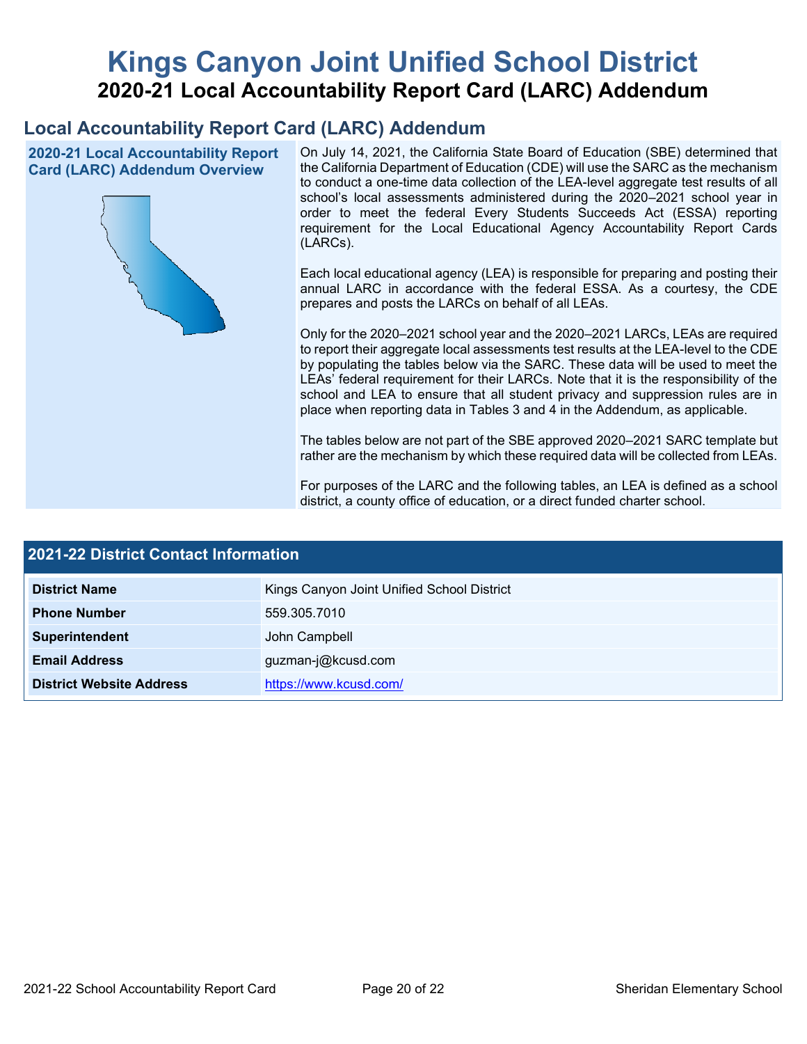# Kings Canyon Joint Unified School District

## 2020-21 Local Accountability Report Card (LARC) Addendum

## Local Accountability Report Card (LARC) Addendum

**2020-21 Local Accountability Report Card (LARC) Addendum Overview**

On July 14, 2021, the California State Board of Education (SBE) determined that the California Department of Education (CDE) will use the SARC as the mechanism to conduct a one-time data collection of the LEA-level aggregate test results of all school's local assessments administered during the 2020–2021 school year in order to meet the federal Every Students Succeeds Act (ESSA) reporting requirement for the Local Educational Agency Accountability Report Cards (LARCs).

Each local educational agency (LEA) is responsible for preparing and posting their annual LARC in accordance with the federal ESSA. As a courtesy, the CDE prepares and posts the LARCs on behalf of all LEAs.

Only for the 2020–2021 school year and the 2020–2021 LARCs, LEAs are required to report their aggregate local assessments test results at the LEA-level to the CDE by populating the tables below via the SARC. These data will be used to meet the LEAs' federal requirement for their LARCs. Note that it is the responsibility of the school and LEA to ensure that all student privacy and suppression rules are in place when reporting data in Tables 3 and 4 in the Addendum, as applicable.

The tables below are not part of the SBE approved 2020–2021 SARC template but rather are the mechanism by which these required data will be collected from LEAs.

For purposes of the LARC and the following tables, an LEA is defined as a school district, a county office of education, or a direct funded charter school.

### 2021-22 District Contact Information

| 2021-22 District Contact Information | |
|---|---|
| **District Name** | Kings Canyon Joint Unified School District |
| **Phone Number** | 559.305.7010 |
| **Superintendent** | John Campbell |
| **Email Address** | guzman-j@kcusd.com |
| **District Website Address** | https://www.kcusd.com/ |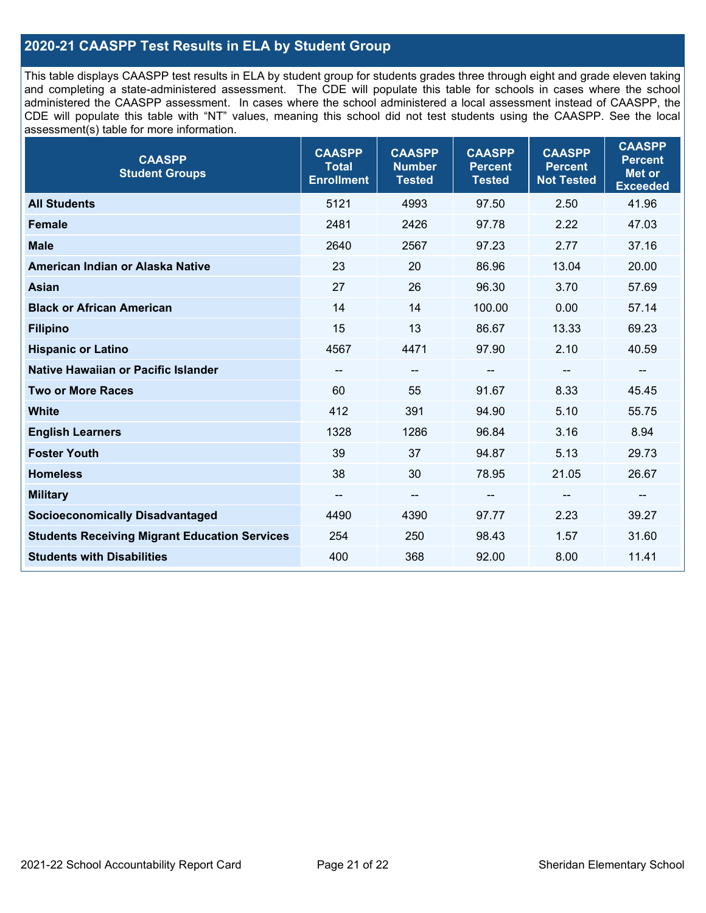## 2020-21 CAASPP Test Results in ELA by Student Group

This table displays CAASPP test results in ELA by student group for students grades three through eight and grade eleven taking and completing a state-administered assessment. The CDE will populate this table for schools in cases where the school administered the CAASPP assessment. In cases where the school administered a local assessment instead of CAASPP, the CDE will populate this table with "NT" values, meaning this school did not test students using the CAASPP. See the local assessment(s) table for more information.

| CAASPP Student Groups | CAASPP Total Enrollment | CAASPP Number Tested | CAASPP Percent Tested | CAASPP Percent Not Tested | CAASPP Percent Met or Exceeded |
|---|---|---|---|---|---|
| **All Students** | 5121 | 4993 | 97.50 | 2.50 | 41.96 |
| **Female** | 2481 | 2426 | 97.78 | 2.22 | 47.03 |
| **Male** | 2640 | 2567 | 97.23 | 2.77 | 37.16 |
| **American Indian or Alaska Native** | 23 | 20 | 86.96 | 13.04 | 20.00 |
| **Asian** | 27 | 26 | 96.30 | 3.70 | 57.69 |
| **Black or African American** | 14 | 14 | 100.00 | 0.00 | 57.14 |
| **Filipino** | 15 | 13 | 86.67 | 13.33 | 69.23 |
| **Hispanic or Latino** | 4567 | 4471 | 97.90 | 2.10 | 40.59 |
| **Native Hawaiian or Pacific Islander** | -- | -- | -- | -- | -- |
| **Two or More Races** | 60 | 55 | 91.67 | 8.33 | 45.45 |
| **White** | 412 | 391 | 94.90 | 5.10 | 55.75 |
| **English Learners** | 1328 | 1286 | 96.84 | 3.16 | 8.94 |
| **Foster Youth** | 39 | 37 | 94.87 | 5.13 | 29.73 |
| **Homeless** | 38 | 30 | 78.95 | 21.05 | 26.67 |
| **Military** | -- | -- | -- | -- | -- |
| **Socioeconomically Disadvantaged** | 4490 | 4390 | 97.77 | 2.23 | 39.27 |
| **Students Receiving Migrant Education Services** | 254 | 250 | 98.43 | 1.57 | 31.60 |
| **Students with Disabilities** | 400 | 368 | 92.00 | 8.00 | 11.41 |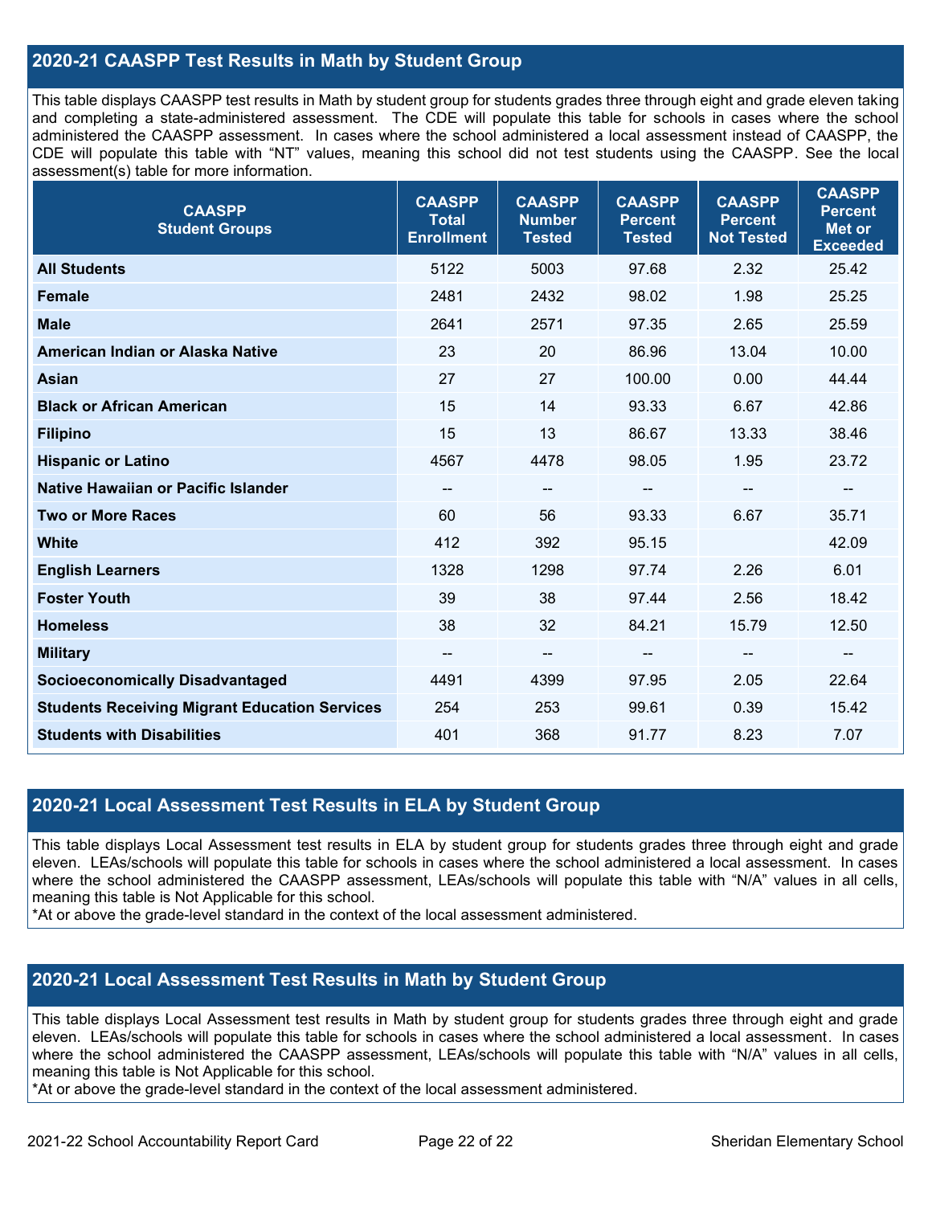## 2020-21 CAASPP Test Results in Math by Student Group

This table displays CAASPP test results in Math by student group for students grades three through eight and grade eleven taking and completing a state-administered assessment. The CDE will populate this table for schools in cases where the school administered the CAASPP assessment. In cases where the school administered a local assessment instead of CAASPP, the CDE will populate this table with "NT" values, meaning this school did not test students using the CAASPP. See the local assessment(s) table for more information.

| CAASPP Student Groups | CAASPP Total Enrollment | CAASPP Number Tested | CAASPP Percent Tested | CAASPP Percent Not Tested | CAASPP Percent Met or Exceeded |
|---|---|---|---|---|---|
| **All Students** | 5122 | 5003 | 97.68 | 2.32 | 25.42 |
| **Female** | 2481 | 2432 | 98.02 | 1.98 | 25.25 |
| **Male** | 2641 | 2571 | 97.35 | 2.65 | 25.59 |
| **American Indian or Alaska Native** | 23 | 20 | 86.96 | 13.04 | 10.00 |
| **Asian** | 27 | 27 | 100.00 | 0.00 | 44.44 |
| **Black or African American** | 15 | 14 | 93.33 | 6.67 | 42.86 |
| **Filipino** | 15 | 13 | 86.67 | 13.33 | 38.46 |
| **Hispanic or Latino** | 4567 | 4478 | 98.05 | 1.95 | 23.72 |
| **Native Hawaiian or Pacific Islander** | -- | -- | -- | -- | -- |
| **Two or More Races** | 60 | 56 | 93.33 | 6.67 | 35.71 |
| **White** | 412 | 392 | 95.15 | | 42.09 |
| **English Learners** | 1328 | 1298 | 97.74 | 2.26 | 6.01 |
| **Foster Youth** | 39 | 38 | 97.44 | 2.56 | 18.42 |
| **Homeless** | 38 | 32 | 84.21 | 15.79 | 12.50 |
| **Military** | -- | -- | -- | -- | -- |
| **Socioeconomically Disadvantaged** | 4491 | 4399 | 97.95 | 2.05 | 22.64 |
| **Students Receiving Migrant Education Services** | 254 | 253 | 99.61 | 0.39 | 15.42 |
| **Students with Disabilities** | 401 | 368 | 91.77 | 8.23 | 7.07 |

## 2020-21 Local Assessment Test Results in ELA by Student Group

This table displays Local Assessment test results in ELA by student group for students grades three through eight and grade eleven. LEAs/schools will populate this table for schools in cases where the school administered a local assessment. In cases where the school administered the CAASPP assessment, LEAs/schools will populate this table with "N/A" values in all cells, meaning this table is Not Applicable for this school.

*At or above the grade-level standard in the context of the local assessment administered.

## 2020-21 Local Assessment Test Results in Math by Student Group

This table displays Local Assessment test results in Math by student group for students grades three through eight and grade eleven. LEAs/schools will populate this table for schools in cases where the school administered a local assessment. In cases where the school administered the CAASPP assessment, LEAs/schools will populate this table with "N/A" values in all cells, meaning this table is Not Applicable for this school.

*At or above the grade-level standard in the context of the local assessment administered.